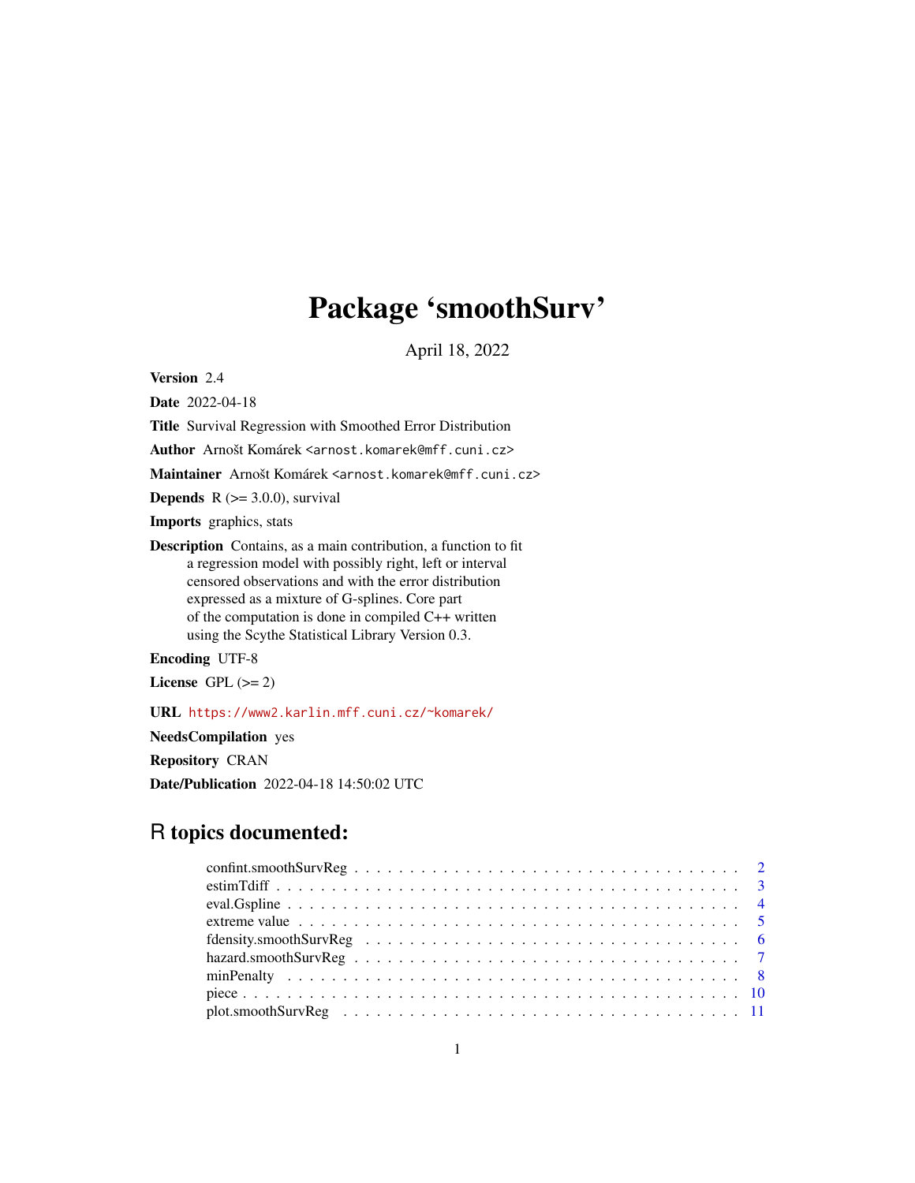# Package 'smoothSurv'

April 18, 2022

**Version** 2.4

**Date** 2022-04-18

**Title** Survival Regression with Smoothed Error Distribution

**Author** Arnošt Komárek <arnost.komarek@mff.cuni.cz>

**Maintainer** Arnošt Komárek <arnost.komarek@mff.cuni.cz>

**Depends** R (>= 3.0.0), survival

**Imports** graphics, stats

**Description** Contains, as a main contribution, a function to fit a regression model with possibly right, left or interval censored observations and with the error distribution expressed as a mixture of G-splines. Core part of the computation is done in compiled C++ written using the Scythe Statistical Library Version 0.3.

**Encoding** UTF-8

**License** GPL (>= 2)

**URL** https://www2.karlin.mff.cuni.cz/~komarek/

**NeedsCompilation** yes

**Repository** CRAN

**Date/Publication** 2022-04-18 14:50:02 UTC

## R topics documented:

confint.smoothSurvReg . . . . . . . . . . . . . . . . . . . . . . . . . . . . . . . . . . . 2
estimTdiff . . . . . . . . . . . . . . . . . . . . . . . . . . . . . . . . . . . . . . . . . 3
eval.Gspline . . . . . . . . . . . . . . . . . . . . . . . . . . . . . . . . . . . . . . . . 4
extreme value . . . . . . . . . . . . . . . . . . . . . . . . . . . . . . . . . . . . . . . 5
fdensity.smoothSurvReg . . . . . . . . . . . . . . . . . . . . . . . . . . . . . . . . . . 6
hazard.smoothSurvReg . . . . . . . . . . . . . . . . . . . . . . . . . . . . . . . . . . . 7
minPenalty . . . . . . . . . . . . . . . . . . . . . . . . . . . . . . . . . . . . . . . . 8
piece . . . . . . . . . . . . . . . . . . . . . . . . . . . . . . . . . . . . . . . . . . . 10
plot.smoothSurvReg . . . . . . . . . . . . . . . . . . . . . . . . . . . . . . . . . . . . 11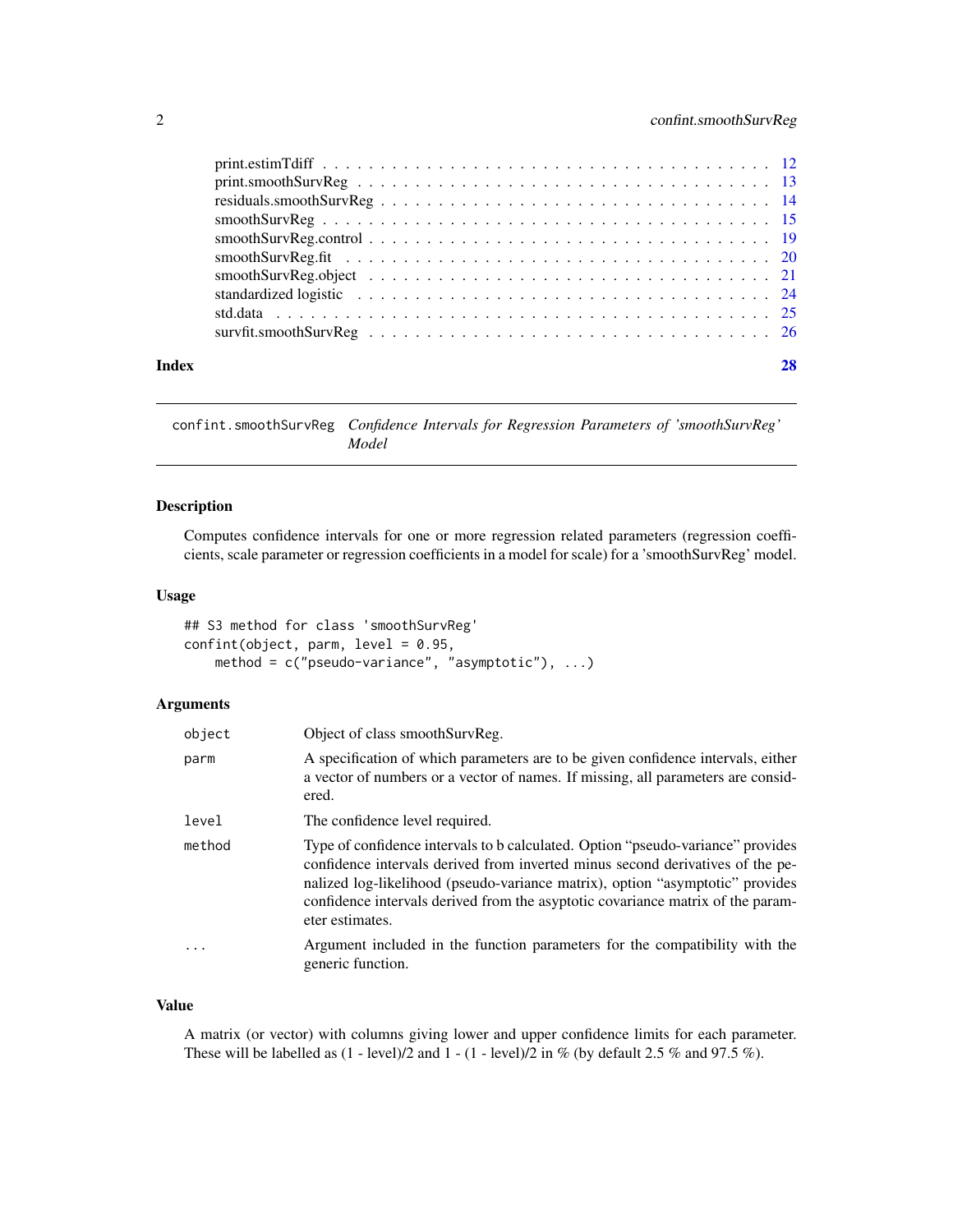| | |
|---|---|
| print.estimTdiff | 12 |
| print.smoothSurvReg | 13 |
| residuals.smoothSurvReg | 14 |
| smoothSurvReg | 15 |
| smoothSurvReg.control | 19 |
| smoothSurvReg.fit | 20 |
| smoothSurvReg.object | 21 |
| standardized logistic | 24 |
| std.data | 25 |
| survfit.smoothSurvReg | 26 |

**Index** **28**

---

## confint.smoothSurvReg *Confidence Intervals for Regression Parameters of 'smoothSurvReg' Model*

### Description

Computes confidence intervals for one or more regression related parameters (regression coefficients, scale parameter or regression coefficients in a model for scale) for a 'smoothSurvReg' model.

### Usage

```
## S3 method for class 'smoothSurvReg'
confint(object, parm, level = 0.95,
    method = c("pseudo-variance", "asymptotic"), ...)
```

### Arguments

| | |
|---|---|
| `object` | Object of class smoothSurvReg. |
| `parm` | A specification of which parameters are to be given confidence intervals, either a vector of numbers or a vector of names. If missing, all parameters are considered. |
| `level` | The confidence level required. |
| `method` | Type of confidence intervals to b calculated. Option "pseudo-variance" provides confidence intervals derived from inverted minus second derivatives of the penalized log-likelihood (pseudo-variance matrix), option "asymptotic" provides confidence intervals derived from the asyptotic covariance matrix of the parameter estimates. |
| `...` | Argument included in the function parameters for the compatibility with the generic function. |

### Value

A matrix (or vector) with columns giving lower and upper confidence limits for each parameter. These will be labelled as (1 - level)/2 and 1 - (1 - level)/2 in % (by default 2.5 % and 97.5 %).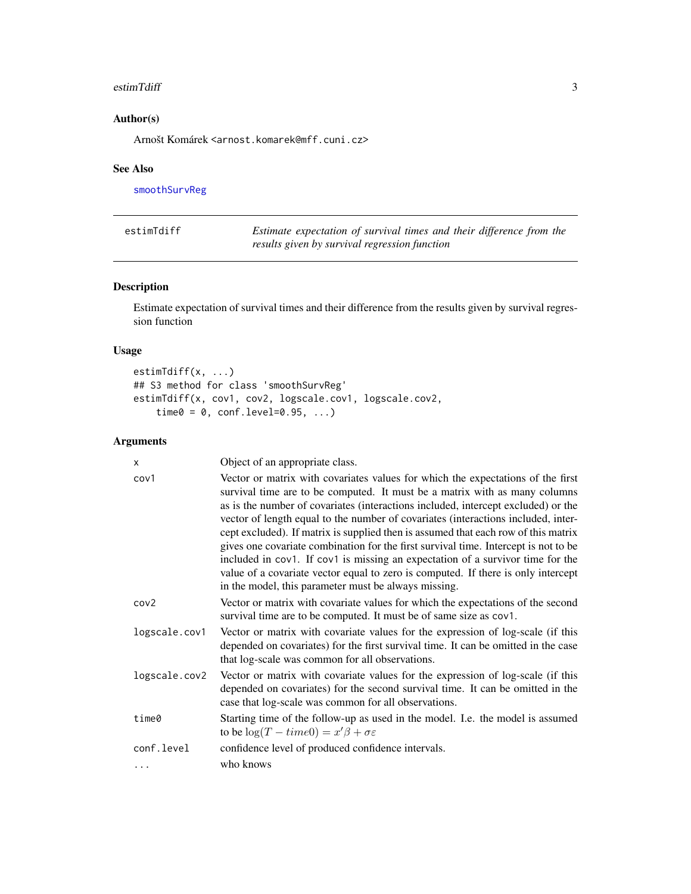## Author(s)

Arnošt Komárek <arnost.komarek@mff.cuni.cz>

## See Also

smoothSurvReg

---

# estimTdiff — *Estimate expectation of survival times and their difference from the results given by survival regression function*

## Description

Estimate expectation of survival times and their difference from the results given by survival regression function

## Usage

```
estimTdiff(x, ...)
## S3 method for class 'smoothSurvReg'
estimTdiff(x, cov1, cov2, logscale.cov1, logscale.cov2,
    time0 = 0, conf.level=0.95, ...)
```

## Arguments

| | |
|---|---|
| x | Object of an appropriate class. |
| cov1 | Vector or matrix with covariates values for which the expectations of the first survival time are to be computed. It must be a matrix with as many columns as is the number of covariates (interactions included, intercept excluded) or the vector of length equal to the number of covariates (interactions included, intercept excluded). If matrix is supplied then is assumed that each row of this matrix gives one covariate combination for the first survival time. Intercept is not to be included in cov1. If cov1 is missing an expectation of a survivor time for the value of a covariate vector equal to zero is computed. If there is only intercept in the model, this parameter must be always missing. |
| cov2 | Vector or matrix with covariate values for which the expectations of the second survival time are to be computed. It must be of same size as cov1. |
| logscale.cov1 | Vector or matrix with covariate values for the expression of log-scale (if this depended on covariates) for the first survival time. It can be omitted in the case that log-scale was common for all observations. |
| logscale.cov2 | Vector or matrix with covariate values for the expression of log-scale (if this depended on covariates) for the second survival time. It can be omitted in the case that log-scale was common for all observations. |
| time0 | Starting time of the follow-up as used in the model. I.e. the model is assumed to be $\log(T - time0) = x'\beta + \sigma\varepsilon$ |
| conf.level | confidence level of produced confidence intervals. |
| ... | who knows |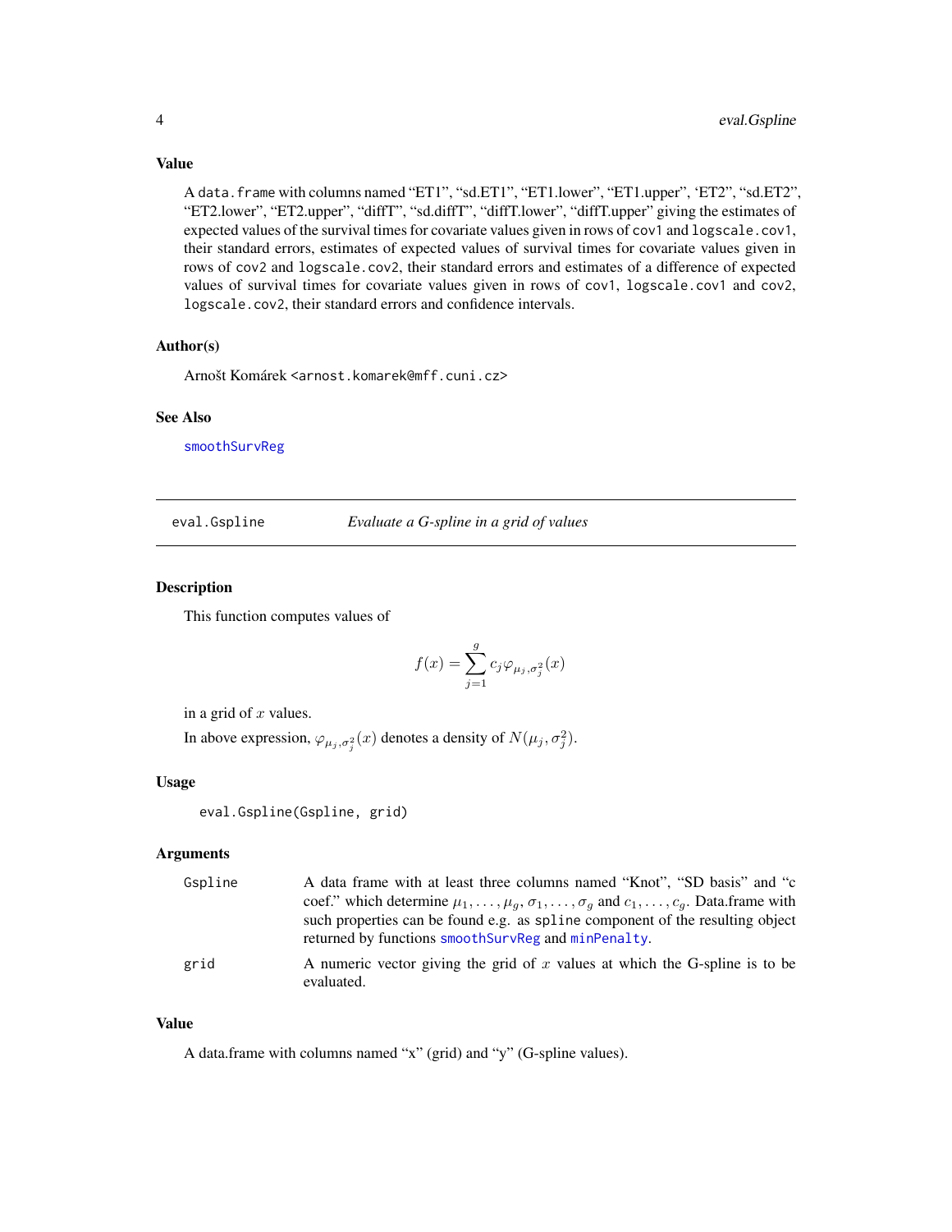### Value

A `data.frame` with columns named “ET1”, “sd.ET1”, “ET1.lower”, “ET1.upper”, ‘ET2”, “sd.ET2”, “ET2.lower”, “ET2.upper”, “diffT”, “sd.diffT”, “diffT.lower”, “diffT.upper” giving the estimates of expected values of the survival times for covariate values given in rows of `cov1` and `logscale.cov1`, their standard errors, estimates of expected values of survival times for covariate values given in rows of `cov2` and `logscale.cov2`, their standard errors and estimates of a difference of expected values of survival times for covariate values given in rows of `cov1`, `logscale.cov1` and `cov2`, `logscale.cov2`, their standard errors and confidence intervals.

### Author(s)

Arnošt Komárek <arnost.komarek@mff.cuni.cz>

### See Also

`smoothSurvReg`

---

## eval.Gspline — *Evaluate a G-spline in a grid of values*

### Description

This function computes values of

$$f(x) = \sum_{j=1}^{g} c_j \varphi_{\mu_j, \sigma_j^2}(x)$$

in a grid of $x$ values.

In above expression, $\varphi_{\mu_j, \sigma_j^2}(x)$ denotes a density of $N(\mu_j, \sigma_j^2)$.

### Usage

```
eval.Gspline(Gspline, grid)
```

### Arguments

| | |
|---|---|
| `Gspline` | A data frame with at least three columns named “Knot”, “SD basis” and “c coef.” which determine $\mu_1, \ldots, \mu_g, \sigma_1, \ldots, \sigma_g$ and $c_1, \ldots, c_g$. Data.frame with such properties can be found e.g. as `spline` component of the resulting object returned by functions `smoothSurvReg` and `minPenalty`. |
| `grid` | A numeric vector giving the grid of $x$ values at which the G-spline is to be evaluated. |

### Value

A data.frame with columns named “x” (grid) and “y” (G-spline values).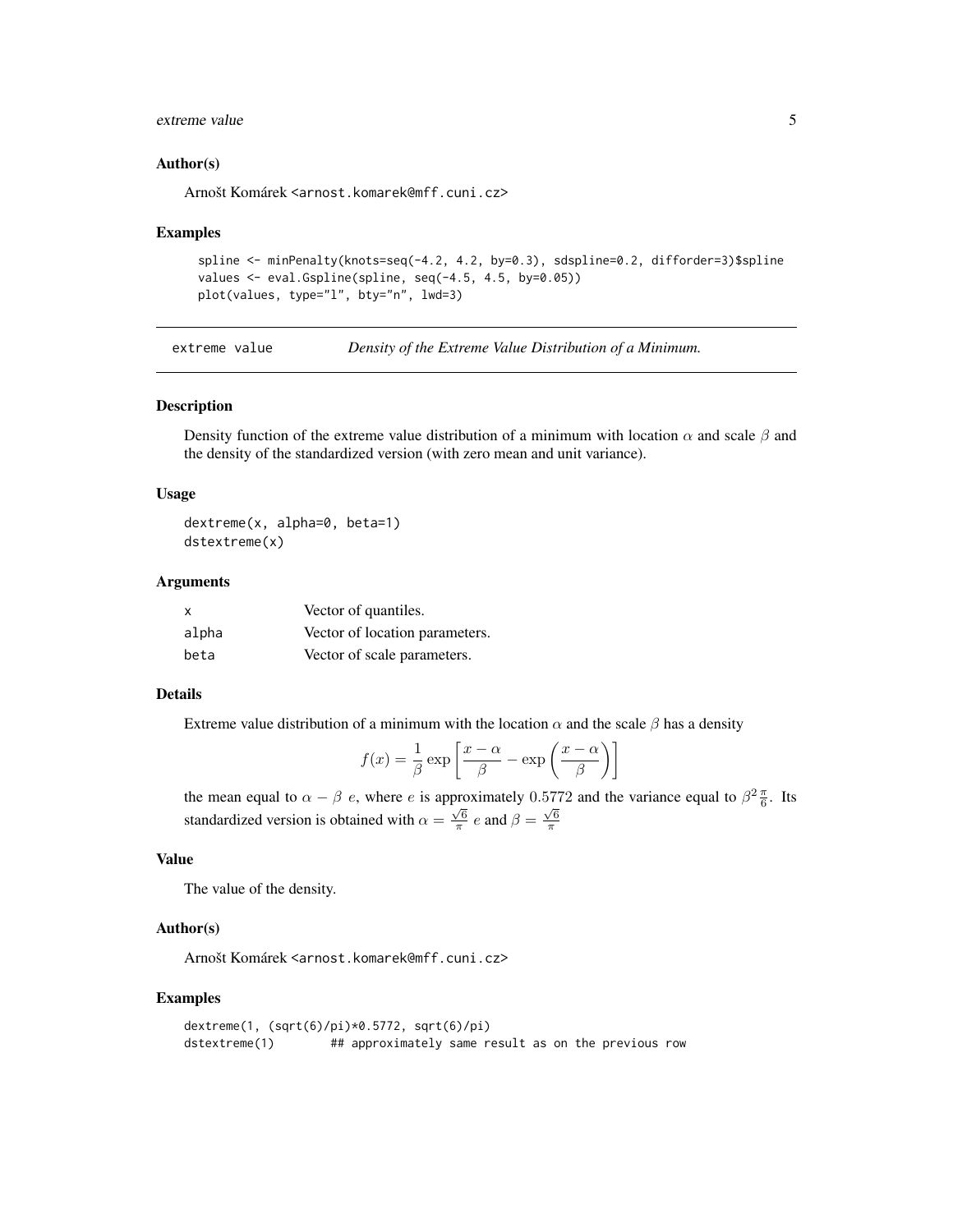### Author(s)

Arnošt Komárek <arnost.komarek@mff.cuni.cz>

### Examples

```
spline <- minPenalty(knots=seq(-4.2, 4.2, by=0.3), sdspline=0.2, difforder=3)$spline
values <- eval.Gspline(spline, seq(-4.5, 4.5, by=0.05))
plot(values, type="l", bty="n", lwd=3)
```

---

## extreme value — *Density of the Extreme Value Distribution of a Minimum.*

---

### Description

Density function of the extreme value distribution of a minimum with location $\alpha$ and scale $\beta$ and the density of the standardized version (with zero mean and unit variance).

### Usage

```
dextreme(x, alpha=0, beta=1)
dstextreme(x)
```

### Arguments

| | |
|---|---|
| x | Vector of quantiles. |
| alpha | Vector of location parameters. |
| beta | Vector of scale parameters. |

### Details

Extreme value distribution of a minimum with the location $\alpha$ and the scale $\beta$ has a density

$$f(x) = \frac{1}{\beta}\exp\left[\frac{x-\alpha}{\beta} - \exp\left(\frac{x-\alpha}{\beta}\right)\right]$$

the mean equal to $\alpha - \beta\ e$, where $e$ is approximately $0.5772$ and the variance equal to $\beta^2 \frac{\pi}{6}$. Its standardized version is obtained with $\alpha = \frac{\sqrt{6}}{\pi}\ e$ and $\beta = \frac{\sqrt{6}}{\pi}$

### Value

The value of the density.

### Author(s)

Arnošt Komárek <arnost.komarek@mff.cuni.cz>

### Examples

```
dextreme(1, (sqrt(6)/pi)*0.5772, sqrt(6)/pi)
dstextreme(1)        ## approximately same result as on the previous row
```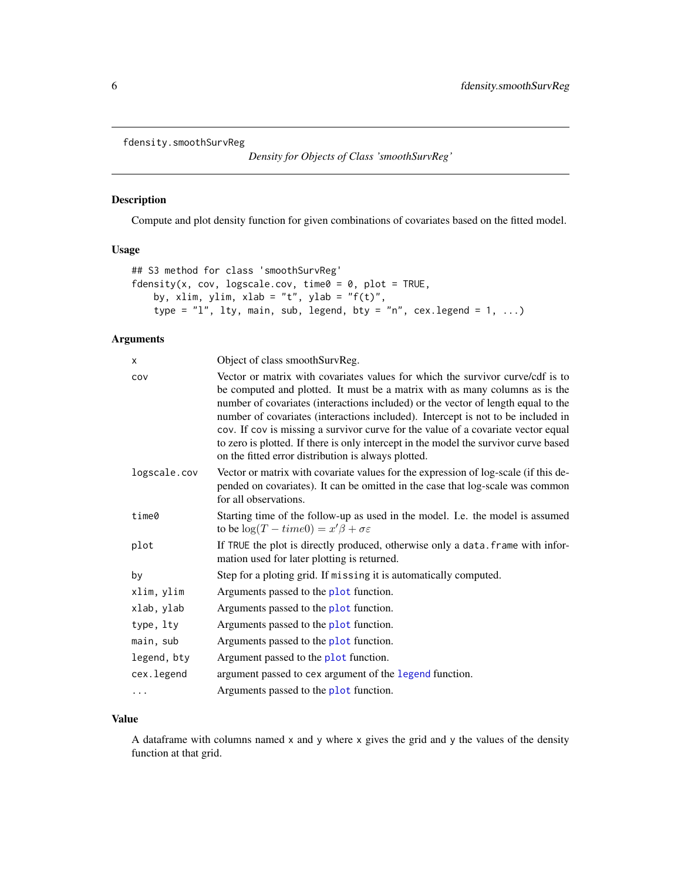fdensity.smoothSurvReg

*Density for Objects of Class 'smoothSurvReg'*

## Description

Compute and plot density function for given combinations of covariates based on the fitted model.

## Usage

```
## S3 method for class 'smoothSurvReg'
fdensity(x, cov, logscale.cov, time0 = 0, plot = TRUE,
    by, xlim, ylim, xlab = "t", ylab = "f(t)",
    type = "l", lty, main, sub, legend, bty = "n", cex.legend = 1, ...)
```

## Arguments

| | |
|---|---|
| `x` | Object of class smoothSurvReg. |
| `cov` | Vector or matrix with covariates values for which the survivor curve/cdf is to be computed and plotted. It must be a matrix with as many columns as is the number of covariates (interactions included) or the vector of length equal to the number of covariates (interactions included). Intercept is not to be included in `cov`. If `cov` is missing a survivor curve for the value of a covariate vector equal to zero is plotted. If there is only intercept in the model the survivor curve based on the fitted error distribution is always plotted. |
| `logscale.cov` | Vector or matrix with covariate values for the expression of log-scale (if this depended on covariates). It can be omitted in the case that log-scale was common for all observations. |
| `time0` | Starting time of the follow-up as used in the model. I.e. the model is assumed to be $\log(T - time0) = x'\beta + \sigma\varepsilon$ |
| `plot` | If `TRUE` the plot is directly produced, otherwise only a `data.frame` with information used for later plotting is returned. |
| `by` | Step for a ploting grid. If `missing` it is automatically computed. |
| `xlim, ylim` | Arguments passed to the `plot` function. |
| `xlab, ylab` | Arguments passed to the `plot` function. |
| `type, lty` | Arguments passed to the `plot` function. |
| `main, sub` | Arguments passed to the `plot` function. |
| `legend, bty` | Argument passed to the `plot` function. |
| `cex.legend` | argument passed to `cex` argument of the `legend` function. |
| `...` | Arguments passed to the `plot` function. |

## Value

A dataframe with columns named `x` and `y` where `x` gives the grid and `y` the values of the density function at that grid.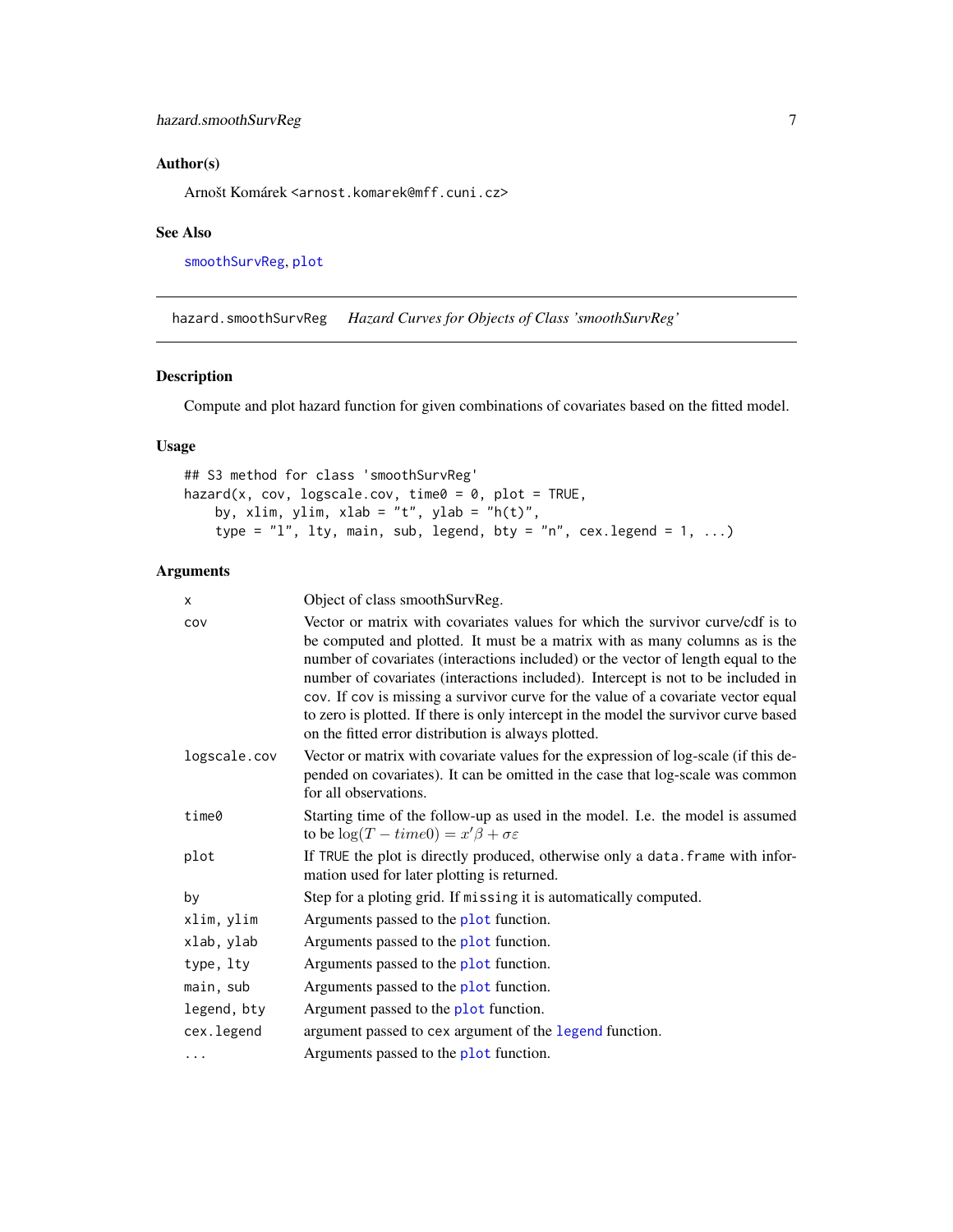## Author(s)

Arnošt Komárek <arnost.komarek@mff.cuni.cz>

## See Also

smoothSurvReg, plot

---

hazard.smoothSurvReg *Hazard Curves for Objects of Class 'smoothSurvReg'*

---

## Description

Compute and plot hazard function for given combinations of covariates based on the fitted model.

## Usage

```
## S3 method for class 'smoothSurvReg'
hazard(x, cov, logscale.cov, time0 = 0, plot = TRUE,
    by, xlim, ylim, xlab = "t", ylab = "h(t)",
    type = "l", lty, main, sub, legend, bty = "n", cex.legend = 1, ...)
```

## Arguments

| | |
|---|---|
| x | Object of class smoothSurvReg. |
| cov | Vector or matrix with covariates values for which the survivor curve/cdf is to be computed and plotted. It must be a matrix with as many columns as is the number of covariates (interactions included) or the vector of length equal to the number of covariates (interactions included). Intercept is not to be included in cov. If cov is missing a survivor curve for the value of a covariate vector equal to zero is plotted. If there is only intercept in the model the survivor curve based on the fitted error distribution is always plotted. |
| logscale.cov | Vector or matrix with covariate values for the expression of log-scale (if this depended on covariates). It can be omitted in the case that log-scale was common for all observations. |
| time0 | Starting time of the follow-up as used in the model. I.e. the model is assumed to be $\log(T - time0) = x'\beta + \sigma\varepsilon$ |
| plot | If TRUE the plot is directly produced, otherwise only a data.frame with information used for later plotting is returned. |
| by | Step for a ploting grid. If missing it is automatically computed. |
| xlim, ylim | Arguments passed to the plot function. |
| xlab, ylab | Arguments passed to the plot function. |
| type, lty | Arguments passed to the plot function. |
| main, sub | Arguments passed to the plot function. |
| legend, bty | Argument passed to the plot function. |
| cex.legend | argument passed to cex argument of the legend function. |
| ... | Arguments passed to the plot function. |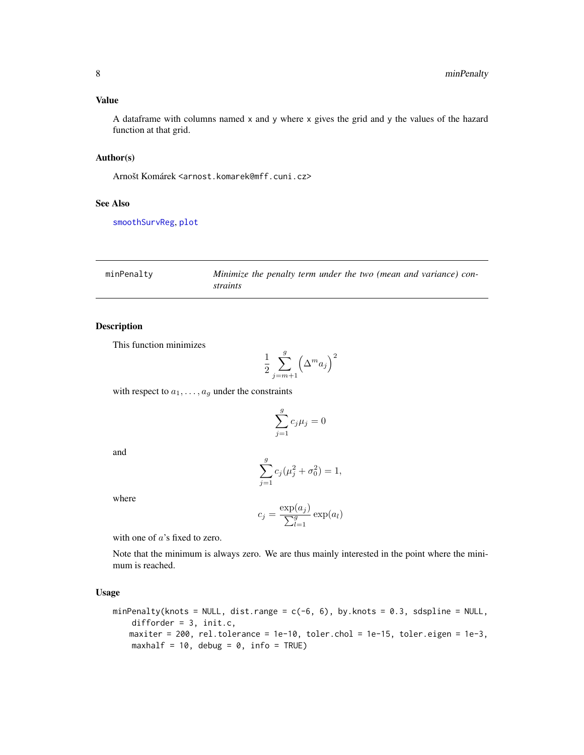## Value

A dataframe with columns named x and y where x gives the grid and y the values of the hazard function at that grid.

## Author(s)

Arnošt Komárek <arnost.komarek@mff.cuni.cz>

## See Also

smoothSurvReg, plot

---

# minPenalty — *Minimize the penalty term under the two (mean and variance) constraints*

---

## Description

This function minimizes

$$\frac{1}{2}\sum_{j=m+1}^{g}\Bigl(\Delta^m a_j\Bigr)^2$$

with respect to $a_1, \ldots, a_g$ under the constraints

$$\sum_{j=1}^{g} c_j \mu_j = 0$$

and

$$\sum_{j=1}^{g} c_j(\mu_j^2 + \sigma_0^2) = 1,$$

where

$$c_j = \frac{\exp(a_j)}{\sum_{l=1}^{g}} \exp(a_l)$$

with one of $a$'s fixed to zero.

Note that the minimum is always zero. We are thus mainly interested in the point where the minimum is reached.

## Usage

```
minPenalty(knots = NULL, dist.range = c(-6, 6), by.knots = 0.3, sdspline = NULL,
    difforder = 3, init.c,
   maxiter = 200, rel.tolerance = 1e-10, toler.chol = 1e-15, toler.eigen = 1e-3,
    maxhalf = 10, debug = 0, info = TRUE)
```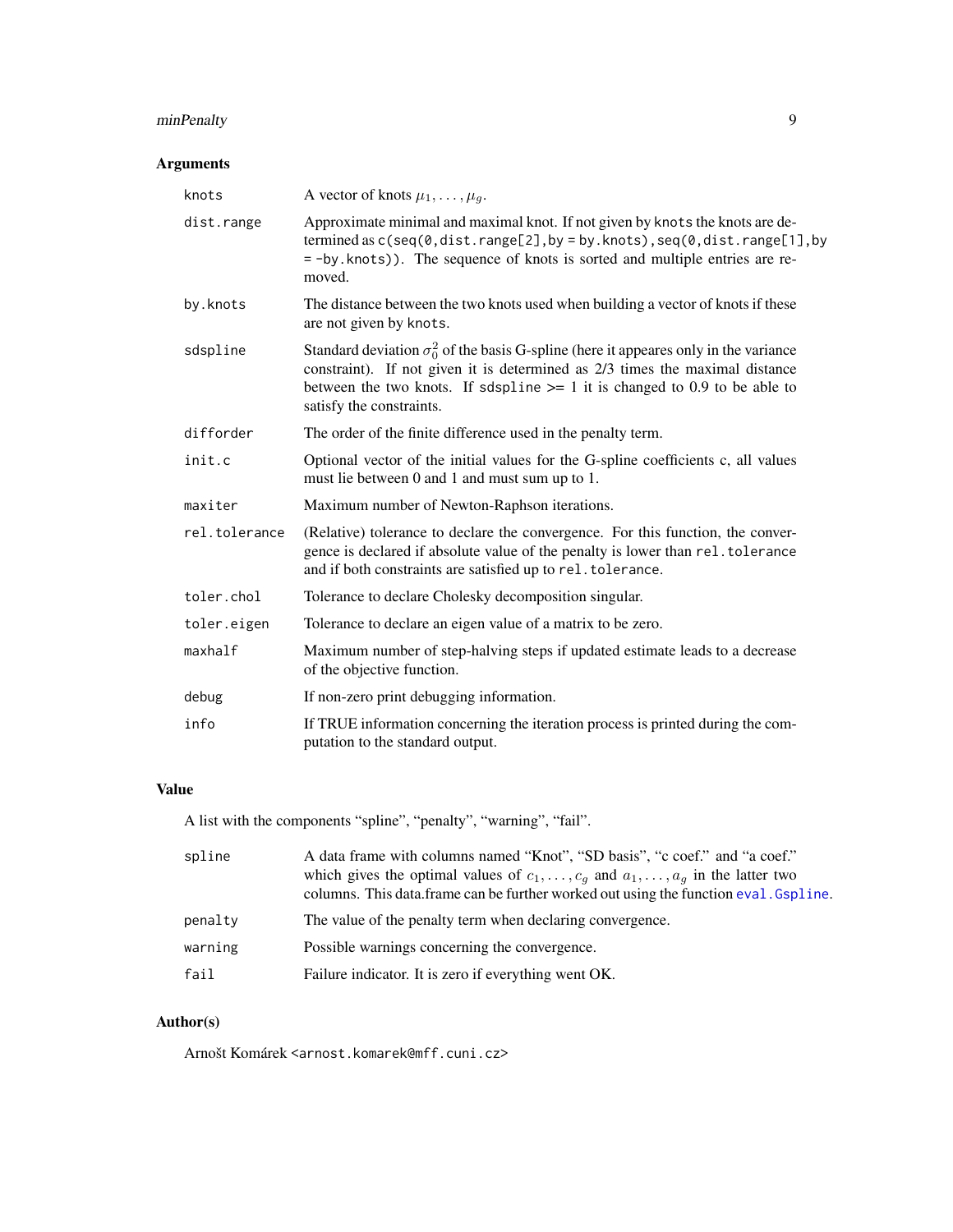## Arguments

| | |
|---|---|
| `knots` | A vector of knots $\mu_1, \ldots, \mu_g$. |
| `dist.range` | Approximate minimal and maximal knot. If not given by `knots` the knots are determined as `c(seq(0,dist.range[2],by = by.knots),seq(0,dist.range[1],by = -by.knots))`. The sequence of knots is sorted and multiple entries are removed. |
| `by.knots` | The distance between the two knots used when building a vector of knots if these are not given by `knots`. |
| `sdspline` | Standard deviation $\sigma_0^2$ of the basis G-spline (here it appeares only in the variance constraint). If not given it is determined as 2/3 times the maximal distance between the two knots. If `sdspline` >= 1 it is changed to 0.9 to be able to satisfy the constraints. |
| `difforder` | The order of the finite difference used in the penalty term. |
| `init.c` | Optional vector of the initial values for the G-spline coefficients c, all values must lie between 0 and 1 and must sum up to 1. |
| `maxiter` | Maximum number of Newton-Raphson iterations. |
| `rel.tolerance` | (Relative) tolerance to declare the convergence. For this function, the convergence is declared if absolute value of the penalty is lower than `rel.tolerance` and if both constraints are satisfied up to `rel.tolerance`. |
| `toler.chol` | Tolerance to declare Cholesky decomposition singular. |
| `toler.eigen` | Tolerance to declare an eigen value of a matrix to be zero. |
| `maxhalf` | Maximum number of step-halving steps if updated estimate leads to a decrease of the objective function. |
| `debug` | If non-zero print debugging information. |
| `info` | If TRUE information concerning the iteration process is printed during the computation to the standard output. |

## Value

A list with the components "spline", "penalty", "warning", "fail".

| | |
|---|---|
| `spline` | A data frame with columns named "Knot", "SD basis", "c coef." and "a coef." which gives the optimal values of $c_1, \ldots, c_g$ and $a_1, \ldots, a_g$ in the latter two columns. This data.frame can be further worked out using the function `eval.Gspline`. |
| `penalty` | The value of the penalty term when declaring convergence. |
| `warning` | Possible warnings concerning the convergence. |
| `fail` | Failure indicator. It is zero if everything went OK. |

## Author(s)

Arnošt Komárek <arnost.komarek@mff.cuni.cz>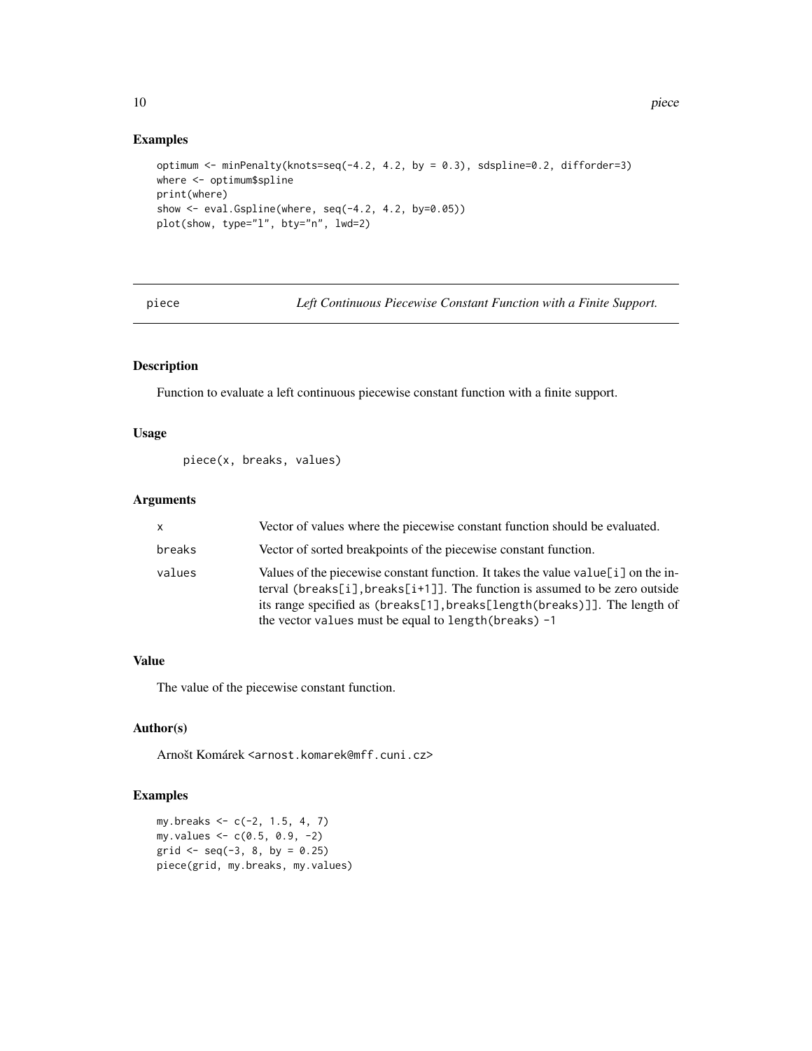## Examples

```
optimum <- minPenalty(knots=seq(-4.2, 4.2, by = 0.3), sdspline=0.2, difforder=3)
where <- optimum$spline
print(where)
show <- eval.Gspline(where, seq(-4.2, 4.2, by=0.05))
plot(show, type="l", bty="n", lwd=2)
```

---

# piece *Left Continuous Piecewise Constant Function with a Finite Support.*

## Description

Function to evaluate a left continuous piecewise constant function with a finite support.

## Usage

```
piece(x, breaks, values)
```

## Arguments

| | |
|---|---|
| x | Vector of values where the piecewise constant function should be evaluated. |
| breaks | Vector of sorted breakpoints of the piecewise constant function. |
| values | Values of the piecewise constant function. It takes the value `value[i]` on the interval `(breaks[i],breaks[i+1]]`. The function is assumed to be zero outside its range specified as `(breaks[1],breaks[length(breaks)]]`. The length of the vector `values` must be equal to `length(breaks) -1` |

## Value

The value of the piecewise constant function.

## Author(s)

Arnošt Komárek <arnost.komarek@mff.cuni.cz>

## Examples

```
my.breaks <- c(-2, 1.5, 4, 7)
my.values <- c(0.5, 0.9, -2)
grid <- seq(-3, 8, by = 0.25)
piece(grid, my.breaks, my.values)
```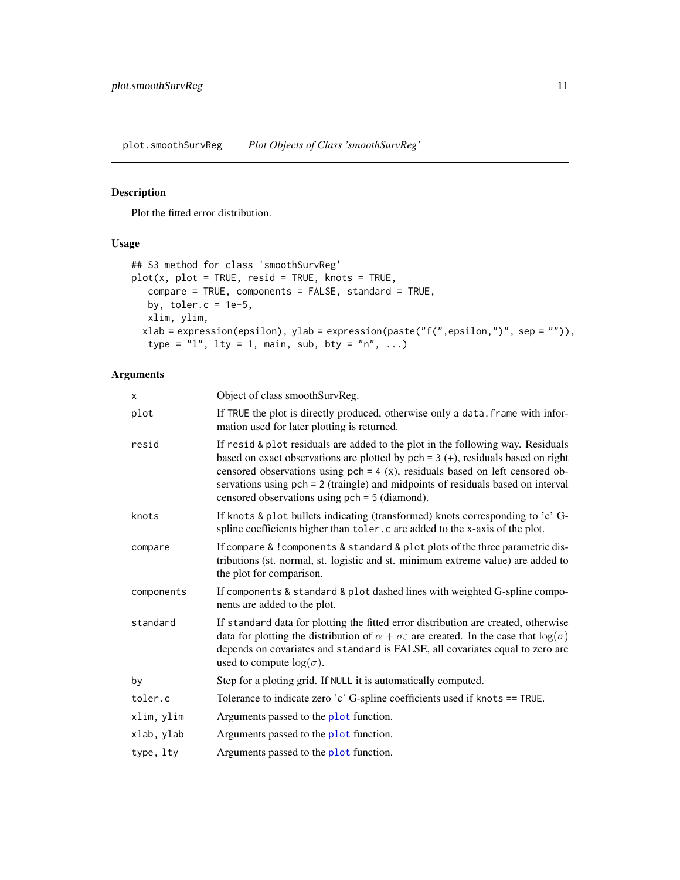plot.smoothSurvReg *Plot Objects of Class 'smoothSurvReg'*

## Description

Plot the fitted error distribution.

## Usage

```
## S3 method for class 'smoothSurvReg'
plot(x, plot = TRUE, resid = TRUE, knots = TRUE,
   compare = TRUE, components = FALSE, standard = TRUE,
   by, toler.c = 1e-5,
   xlim, ylim,
  xlab = expression(epsilon), ylab = expression(paste("f(",epsilon,")", sep = "")),
   type = "l", lty = 1, main, sub, bty = "n", ...)
```

## Arguments

| | |
|---|---|
| x | Object of class smoothSurvReg. |
| plot | If TRUE the plot is directly produced, otherwise only a data.frame with information used for later plotting is returned. |
| resid | If resid & plot residuals are added to the plot in the following way. Residuals based on exact observations are plotted by pch = 3 (+), residuals based on right censored observations using pch = 4 (x), residuals based on left censored observations using pch = 2 (traingle) and midpoints of residuals based on interval censored observations using pch = 5 (diamond). |
| knots | If knots & plot bullets indicating (transformed) knots corresponding to 'c' G-spline coefficients higher than toler.c are added to the x-axis of the plot. |
| compare | If compare & !components & standard & plot plots of the three parametric distributions (st. normal, st. logistic and st. minimum extreme value) are added to the plot for comparison. |
| components | If components & standard & plot dashed lines with weighted G-spline components are added to the plot. |
| standard | If standard data for plotting the fitted error distribution are created, otherwise data for plotting the distribution of $\alpha + \sigma\varepsilon$ are created. In the case that $\log(\sigma)$ depends on covariates and standard is FALSE, all covariates equal to zero are used to compute $\log(\sigma)$. |
| by | Step for a ploting grid. If NULL it is automatically computed. |
| toler.c | Tolerance to indicate zero 'c' G-spline coefficients used if knots == TRUE. |
| xlim, ylim | Arguments passed to the plot function. |
| xlab, ylab | Arguments passed to the plot function. |
| type, lty | Arguments passed to the plot function. |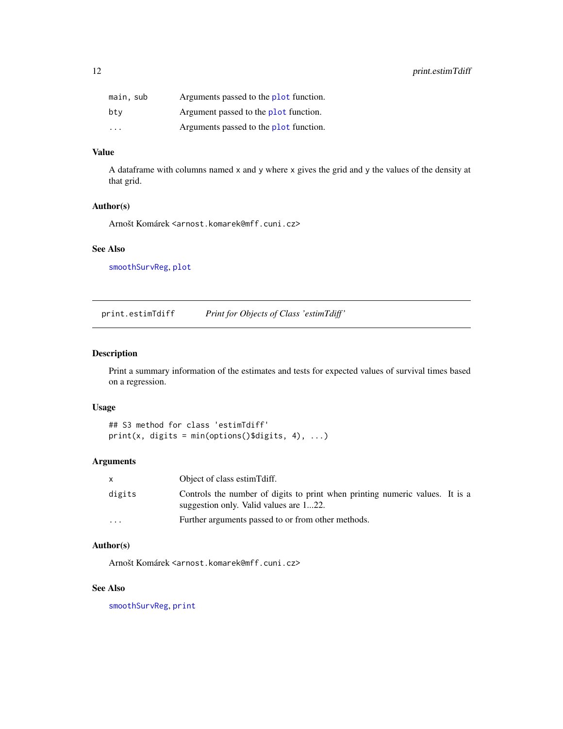| | |
|---|---|
| main, sub | Arguments passed to the plot function. |
| bty | Argument passed to the plot function. |
| ... | Arguments passed to the plot function. |

### Value

A dataframe with columns named x and y where x gives the grid and y the values of the density at that grid.

### Author(s)

Arnošt Komárek <arnost.komarek@mff.cuni.cz>

### See Also

smoothSurvReg, plot

---

## print.estimTdiff — *Print for Objects of Class 'estimTdiff'*

### Description

Print a summary information of the estimates and tests for expected values of survival times based on a regression.

### Usage

```
## S3 method for class 'estimTdiff'
print(x, digits = min(options()$digits, 4), ...)
```

### Arguments

| | |
|---|---|
| x | Object of class estimTdiff. |
| digits | Controls the number of digits to print when printing numeric values. It is a suggestion only. Valid values are 1...22. |
| ... | Further arguments passed to or from other methods. |

### Author(s)

Arnošt Komárek <arnost.komarek@mff.cuni.cz>

### See Also

smoothSurvReg, print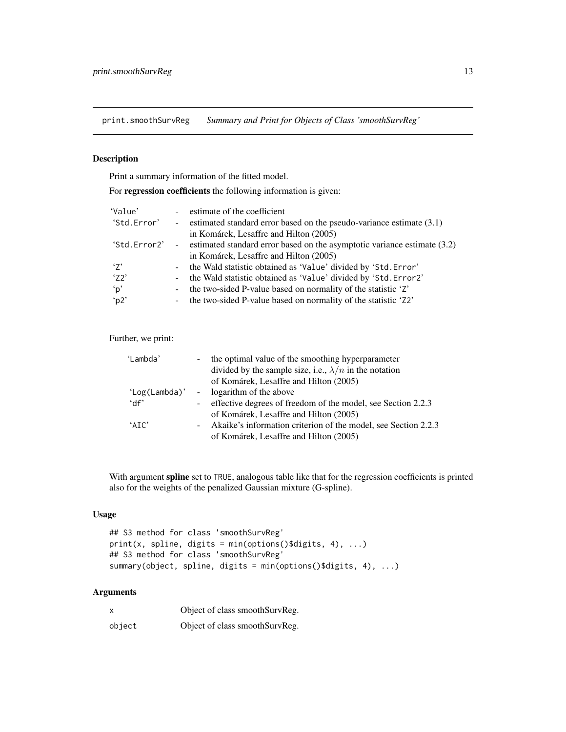print.smoothSurvReg *Summary and Print for Objects of Class 'smoothSurvReg'*

## Description

Print a summary information of the fitted model.

For **regression coefficients** the following information is given:

| | | |
|---|---|---|
| 'Value' | - | estimate of the coefficient |
| 'Std.Error' | - | estimated standard error based on the pseudo-variance estimate (3.1) in Komárek, Lesaffre and Hilton (2005) |
| 'Std.Error2' | - | estimated standard error based on the asymptotic variance estimate (3.2) in Komárek, Lesaffre and Hilton (2005) |
| 'Z' | - | the Wald statistic obtained as 'Value' divided by 'Std.Error' |
| 'Z2' | - | the Wald statistic obtained as 'Value' divided by 'Std.Error2' |
| 'p' | - | the two-sided P-value based on normality of the statistic 'Z' |
| 'p2' | - | the two-sided P-value based on normality of the statistic 'Z2' |

Further, we print:

| | | |
|---|---|---|
| 'Lambda' | - | the optimal value of the smoothing hyperparameter divided by the sample size, i.e., $\lambda/n$ in the notation of Komárek, Lesaffre and Hilton (2005) |
| 'Log(Lambda)' | - | logarithm of the above |
| 'df' | - | effective degrees of freedom of the model, see Section 2.2.3 of Komárek, Lesaffre and Hilton (2005) |
| 'AIC' | - | Akaike's information criterion of the model, see Section 2.2.3 of Komárek, Lesaffre and Hilton (2005) |

With argument **spline** set to TRUE, analogous table like that for the regression coefficients is printed also for the weights of the penalized Gaussian mixture (G-spline).

## Usage

```
## S3 method for class 'smoothSurvReg'
print(x, spline, digits = min(options()$digits, 4), ...)
## S3 method for class 'smoothSurvReg'
summary(object, spline, digits = min(options()$digits, 4), ...)
```

## Arguments

| | |
|---|---|
| x | Object of class smoothSurvReg. |
| object | Object of class smoothSurvReg. |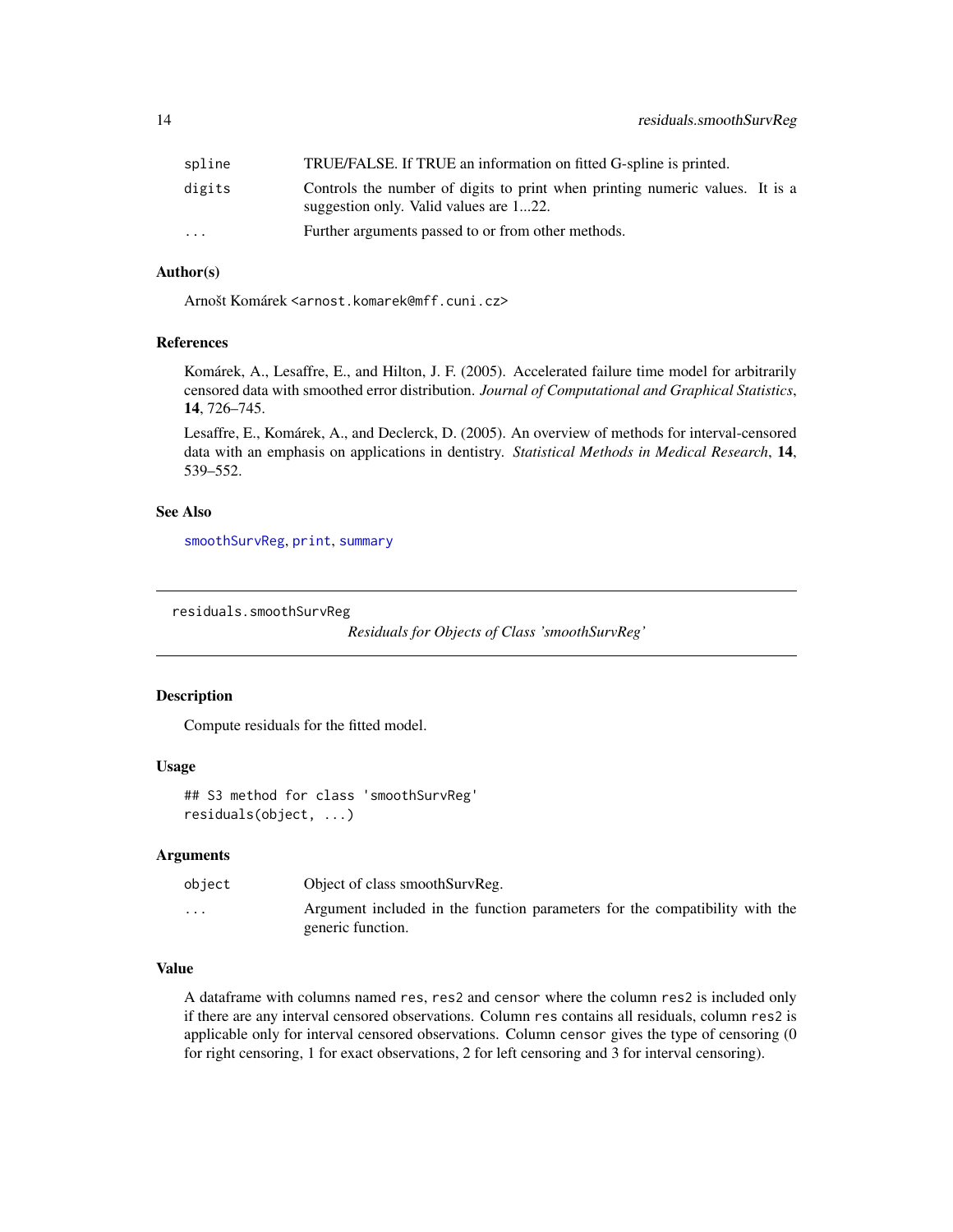| | |
|---|---|
| spline | TRUE/FALSE. If TRUE an information on fitted G-spline is printed. |
| digits | Controls the number of digits to print when printing numeric values. It is a suggestion only. Valid values are 1...22. |
| ... | Further arguments passed to or from other methods. |

### Author(s)

Arnošt Komárek <arnost.komarek@mff.cuni.cz>

### References

Komárek, A., Lesaffre, E., and Hilton, J. F. (2005). Accelerated failure time model for arbitrarily censored data with smoothed error distribution. *Journal of Computational and Graphical Statistics*, **14**, 726–745.

Lesaffre, E., Komárek, A., and Declerck, D. (2005). An overview of methods for interval-censored data with an emphasis on applications in dentistry. *Statistical Methods in Medical Research*, **14**, 539–552.

### See Also

`smoothSurvReg`, `print`, `summary`

---

## residuals.smoothSurvReg    *Residuals for Objects of Class 'smoothSurvReg'*

### Description

Compute residuals for the fitted model.

### Usage

```
## S3 method for class 'smoothSurvReg'
residuals(object, ...)
```

### Arguments

| | |
|---|---|
| object | Object of class smoothSurvReg. |
| ... | Argument included in the function parameters for the compatibility with the generic function. |

### Value

A dataframe with columns named `res`, `res2` and `censor` where the column `res2` is included only if there are any interval censored observations. Column `res` contains all residuals, column `res2` is applicable only for interval censored observations. Column `censor` gives the type of censoring (0 for right censoring, 1 for exact observations, 2 for left censoring and 3 for interval censoring).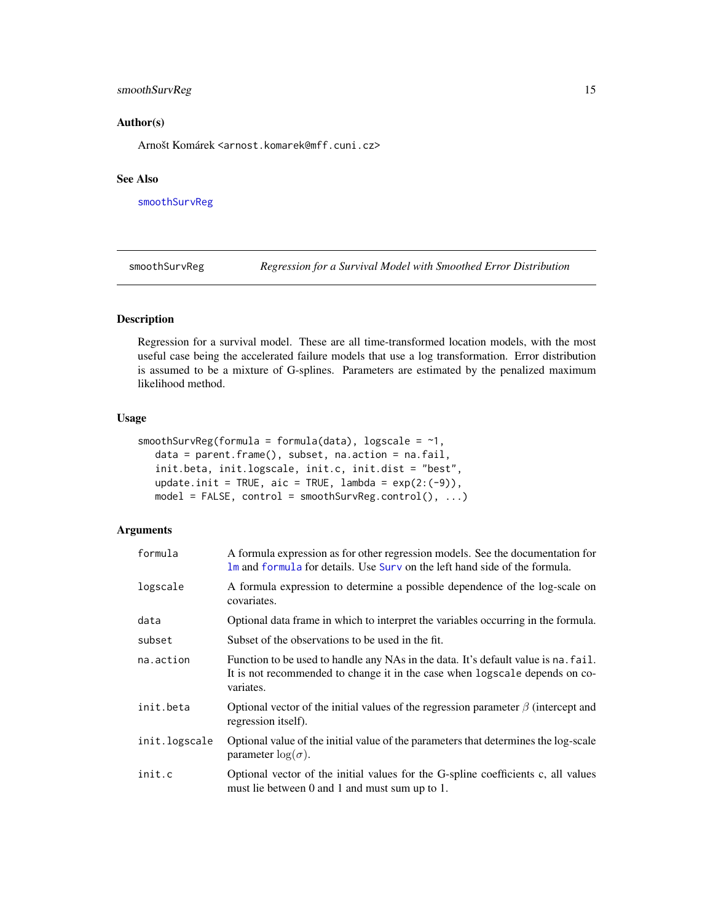### Author(s)

Arnošt Komárek <arnost.komarek@mff.cuni.cz>

### See Also

`smoothSurvReg`

---

## smoothSurvReg — *Regression for a Survival Model with Smoothed Error Distribution*

---

### Description

Regression for a survival model. These are all time-transformed location models, with the most useful case being the accelerated failure models that use a log transformation. Error distribution is assumed to be a mixture of G-splines. Parameters are estimated by the penalized maximum likelihood method.

### Usage

```
smoothSurvReg(formula = formula(data), logscale = ~1,
   data = parent.frame(), subset, na.action = na.fail,
   init.beta, init.logscale, init.c, init.dist = "best",
   update.init = TRUE, aic = TRUE, lambda = exp(2:(-9)),
   model = FALSE, control = smoothSurvReg.control(), ...)
```

### Arguments

| | |
|---|---|
| `formula` | A formula expression as for other regression models. See the documentation for `lm` and `formula` for details. Use `Surv` on the left hand side of the formula. |
| `logscale` | A formula expression to determine a possible dependence of the log-scale on covariates. |
| `data` | Optional data frame in which to interpret the variables occurring in the formula. |
| `subset` | Subset of the observations to be used in the fit. |
| `na.action` | Function to be used to handle any NAs in the data. It's default value is `na.fail`. It is not recommended to change it in the case when `logscale` depends on covariates. |
| `init.beta` | Optional vector of the initial values of the regression parameter $\beta$ (intercept and regression itself). |
| `init.logscale` | Optional value of the initial value of the parameters that determines the log-scale parameter $\log(\sigma)$. |
| `init.c` | Optional vector of the initial values for the G-spline coefficients c, all values must lie between 0 and 1 and must sum up to 1. |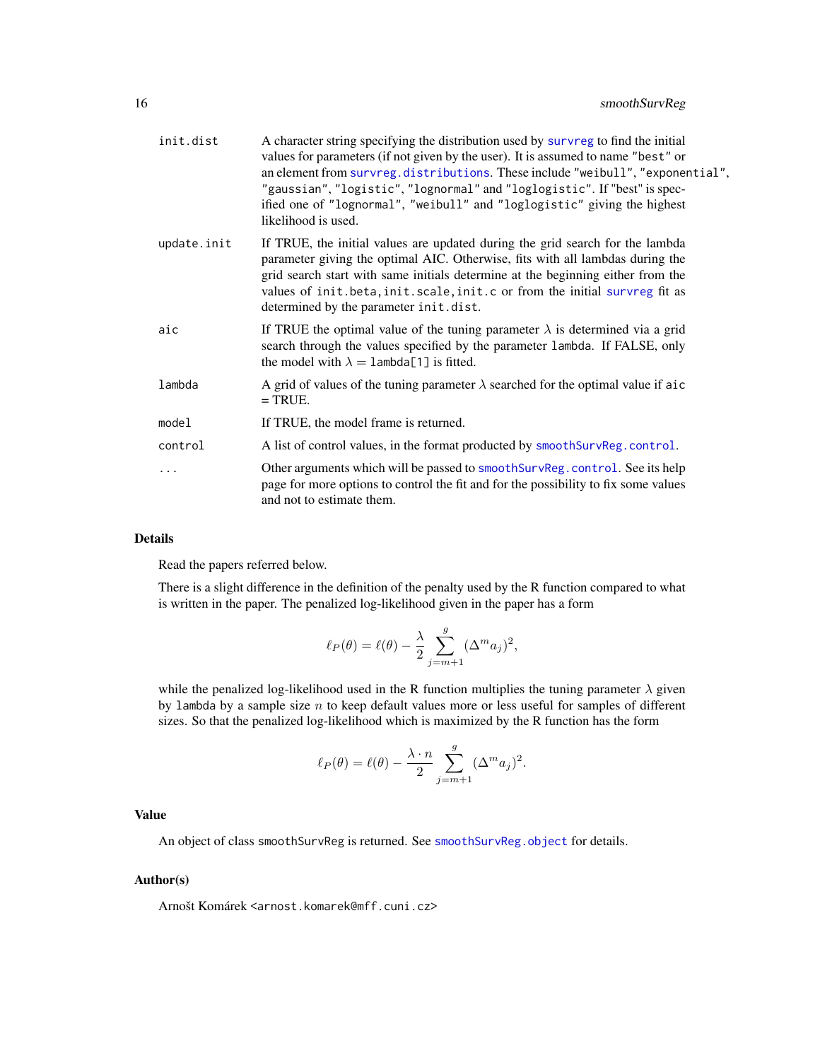**init.dist** A character string specifying the distribution used by `survreg` to find the initial values for parameters (if not given by the user). It is assumed to name "best" or an element from `survreg.distributions`. These include "weibull", "exponential", "gaussian", "logistic", "lognormal" and "loglogistic". If "best" is specified one of "lognormal", "weibull" and "loglogistic" giving the highest likelihood is used.

**update.init** If TRUE, the initial values are updated during the grid search for the lambda parameter giving the optimal AIC. Otherwise, fits with all lambdas during the grid search start with same initials determine at the beginning either from the values of `init.beta,init.scale,init.c` or from the initial `survreg` fit as determined by the parameter `init.dist`.

**aic** If TRUE the optimal value of the tuning parameter $\lambda$ is determined via a grid search through the values specified by the parameter `lambda`. If FALSE, only the model with $\lambda =$ `lambda[1]` is fitted.

**lambda** A grid of values of the tuning parameter $\lambda$ searched for the optimal value if `aic` = TRUE.

**model** If TRUE, the model frame is returned.

**control** A list of control values, in the format producted by `smoothSurvReg.control`.

**...** Other arguments which will be passed to `smoothSurvReg.control`. See its help page for more options to control the fit and for the possibility to fix some values and not to estimate them.

## Details

Read the papers referred below.

There is a slight difference in the definition of the penalty used by the R function compared to what is written in the paper. The penalized log-likelihood given in the paper has a form

$$\ell_P(\theta) = \ell(\theta) - \frac{\lambda}{2}\sum_{j=m+1}^{g}(\Delta^m a_j)^2,$$

while the penalized log-likelihood used in the R function multiplies the tuning parameter $\lambda$ given by `lambda` by a sample size $n$ to keep default values more or less useful for samples of different sizes. So that the penalized log-likelihood which is maximized by the R function has the form

$$\ell_P(\theta) = \ell(\theta) - \frac{\lambda \cdot n}{2}\sum_{j=m+1}^{g}(\Delta^m a_j)^2.$$

## Value

An object of class `smoothSurvReg` is returned. See `smoothSurvReg.object` for details.

## Author(s)

Arnošt Komárek <arnost.komarek@mff.cuni.cz>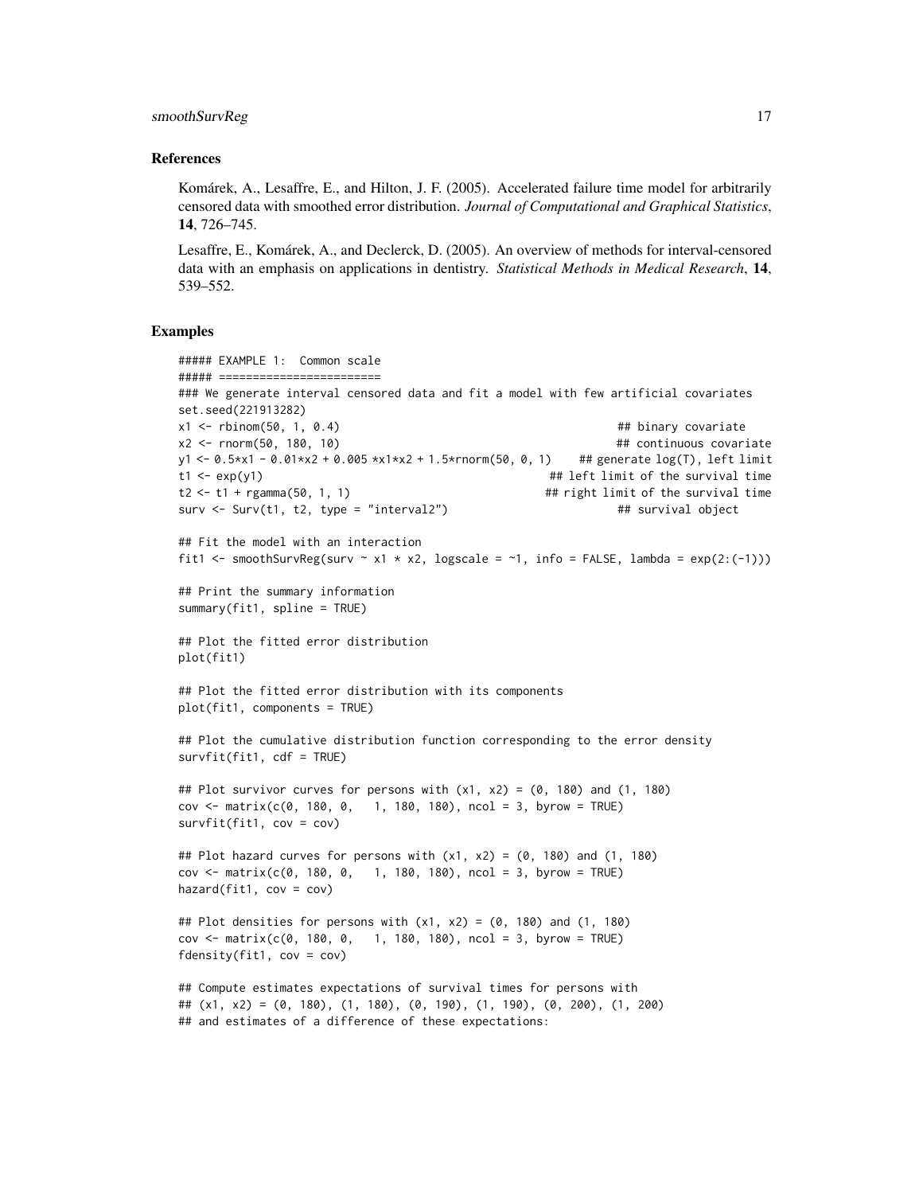### References

Komárek, A., Lesaffre, E., and Hilton, J. F. (2005). Accelerated failure time model for arbitrarily censored data with smoothed error distribution. *Journal of Computational and Graphical Statistics*, **14**, 726–745.

Lesaffre, E., Komárek, A., and Declerck, D. (2005). An overview of methods for interval-censored data with an emphasis on applications in dentistry. *Statistical Methods in Medical Research*, **14**, 539–552.

### Examples

```
##### EXAMPLE 1:  Common scale
##### ========================
### We generate interval censored data and fit a model with few artificial covariates
set.seed(221913282)
x1 <- rbinom(50, 1, 0.4)                                         ## binary covariate
x2 <- rnorm(50, 180, 10)                                         ## continuous covariate
y1 <- 0.5*x1 - 0.01*x2 + 0.005 *x1*x2 + 1.5*rnorm(50, 0, 1)    ## generate log(T), left limit
t1 <- exp(y1)                                          ## left limit of the survival time
t2 <- t1 + rgamma(50, 1, 1)                            ## right limit of the survival time
surv <- Surv(t1, t2, type = "interval2")                         ## survival object

## Fit the model with an interaction
fit1 <- smoothSurvReg(surv ~ x1 * x2, logscale = ~1, info = FALSE, lambda = exp(2:(-1)))

## Print the summary information
summary(fit1, spline = TRUE)

## Plot the fitted error distribution
plot(fit1)

## Plot the fitted error distribution with its components
plot(fit1, components = TRUE)

## Plot the cumulative distribution function corresponding to the error density
survfit(fit1, cdf = TRUE)

## Plot survivor curves for persons with (x1, x2) = (0, 180) and (1, 180)
cov <- matrix(c(0, 180, 0,   1, 180, 180), ncol = 3, byrow = TRUE)
survfit(fit1, cov = cov)

## Plot hazard curves for persons with (x1, x2) = (0, 180) and (1, 180)
cov <- matrix(c(0, 180, 0,   1, 180, 180), ncol = 3, byrow = TRUE)
hazard(fit1, cov = cov)

## Plot densities for persons with (x1, x2) = (0, 180) and (1, 180)
cov <- matrix(c(0, 180, 0,   1, 180, 180), ncol = 3, byrow = TRUE)
fdensity(fit1, cov = cov)

## Compute estimates expectations of survival times for persons with
## (x1, x2) = (0, 180), (1, 180), (0, 190), (1, 190), (0, 200), (1, 200)
## and estimates of a difference of these expectations:
```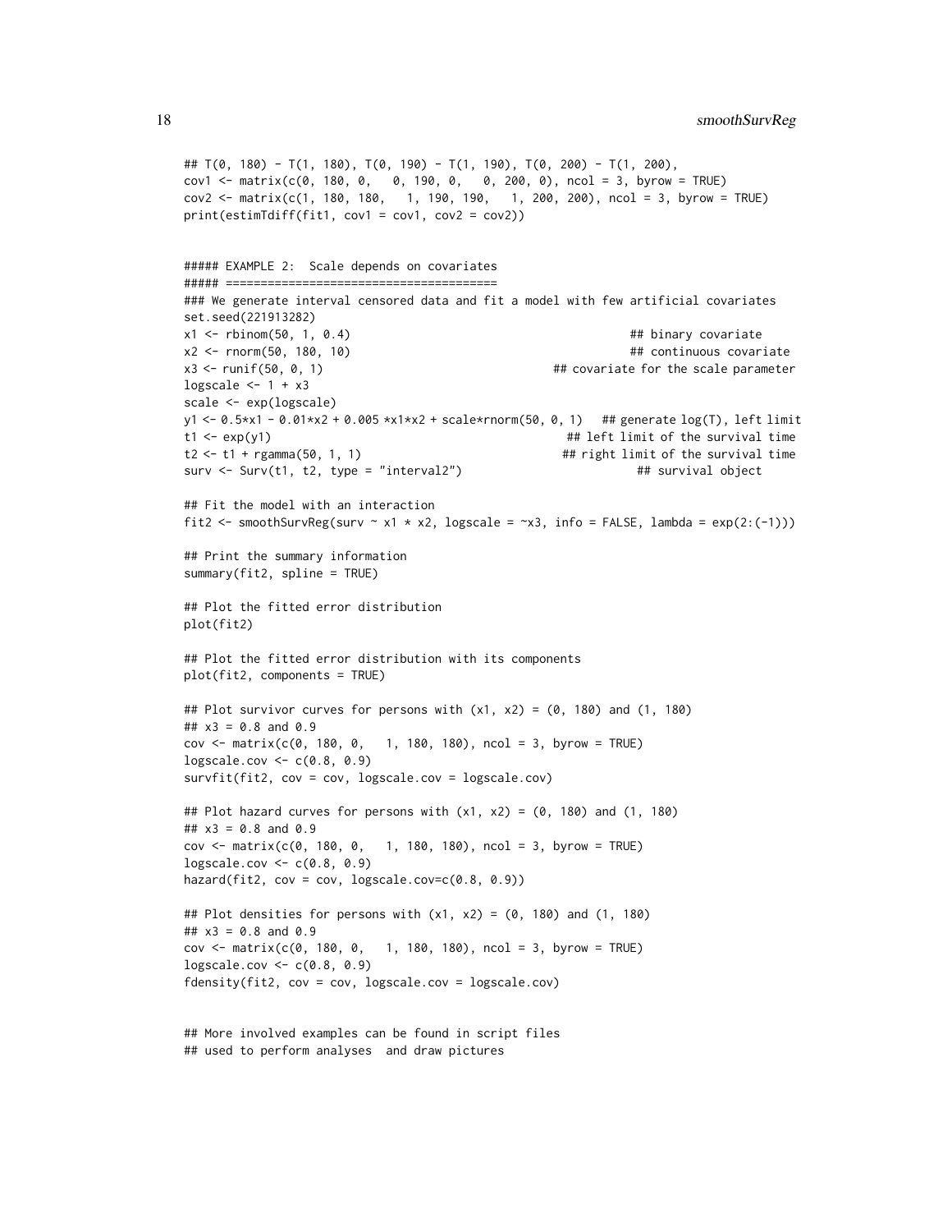```
## T(0, 180) - T(1, 180), T(0, 190) - T(1, 190), T(0, 200) - T(1, 200),
cov1 <- matrix(c(0, 180, 0,   0, 190, 0,   0, 200, 0), ncol = 3, byrow = TRUE)
cov2 <- matrix(c(1, 180, 180,   1, 190, 190,   1, 200, 200), ncol = 3, byrow = TRUE)
print(estimTdiff(fit1, cov1 = cov1, cov2 = cov2))


##### EXAMPLE 2:  Scale depends on covariates
##### =======================================
### We generate interval censored data and fit a model with few artificial covariates
set.seed(221913282)
x1 <- rbinom(50, 1, 0.4)                                         ## binary covariate
x2 <- rnorm(50, 180, 10)                                         ## continuous covariate
x3 <- runif(50, 0, 1)                                    ## covariate for the scale parameter
logscale <- 1 + x3
scale <- exp(logscale)
y1 <- 0.5*x1 - 0.01*x2 + 0.005 *x1*x2 + scale*rnorm(50, 0, 1)   ## generate log(T), left limit
t1 <- exp(y1)                                              ## left limit of the survival time
t2 <- t1 + rgamma(50, 1, 1)                               ## right limit of the survival time
surv <- Surv(t1, t2, type = "interval2")                         ## survival object

## Fit the model with an interaction
fit2 <- smoothSurvReg(surv ~ x1 * x2, logscale = ~x3, info = FALSE, lambda = exp(2:(-1)))

## Print the summary information
summary(fit2, spline = TRUE)

## Plot the fitted error distribution
plot(fit2)

## Plot the fitted error distribution with its components
plot(fit2, components = TRUE)

## Plot survivor curves for persons with (x1, x2) = (0, 180) and (1, 180)
## x3 = 0.8 and 0.9
cov <- matrix(c(0, 180, 0,   1, 180, 180), ncol = 3, byrow = TRUE)
logscale.cov <- c(0.8, 0.9)
survfit(fit2, cov = cov, logscale.cov = logscale.cov)

## Plot hazard curves for persons with (x1, x2) = (0, 180) and (1, 180)
## x3 = 0.8 and 0.9
cov <- matrix(c(0, 180, 0,   1, 180, 180), ncol = 3, byrow = TRUE)
logscale.cov <- c(0.8, 0.9)
hazard(fit2, cov = cov, logscale.cov=c(0.8, 0.9))

## Plot densities for persons with (x1, x2) = (0, 180) and (1, 180)
## x3 = 0.8 and 0.9
cov <- matrix(c(0, 180, 0,   1, 180, 180), ncol = 3, byrow = TRUE)
logscale.cov <- c(0.8, 0.9)
fdensity(fit2, cov = cov, logscale.cov = logscale.cov)


## More involved examples can be found in script files
## used to perform analyses  and draw pictures
```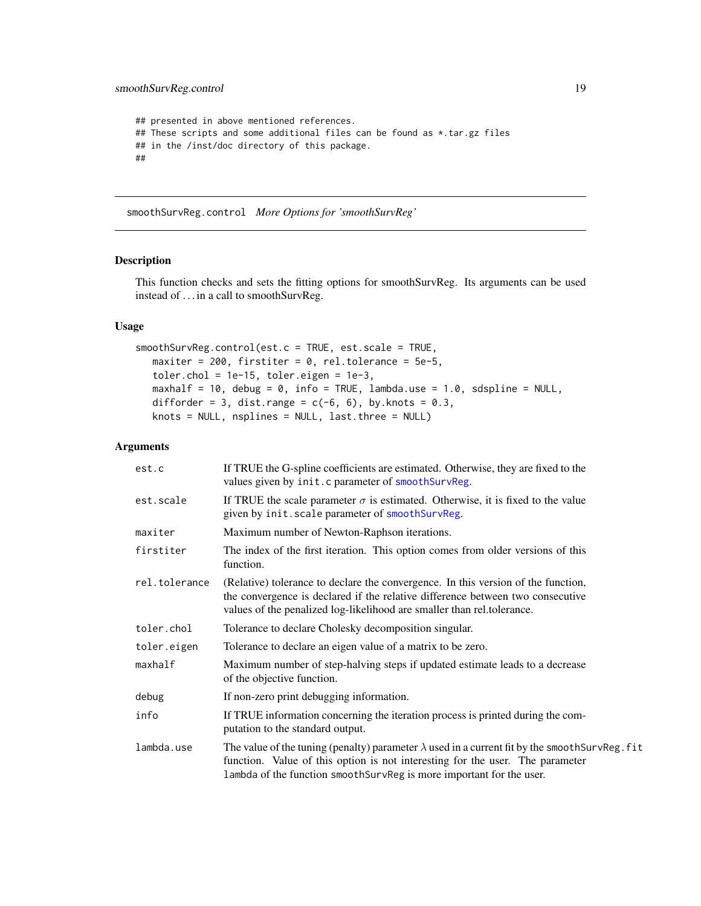```
## presented in above mentioned references.
## These scripts and some additional files can be found as *.tar.gz files
## in the /inst/doc directory of this package.
##
```

---

## smoothSurvReg.control *More Options for 'smoothSurvReg'*

### Description

This function checks and sets the fitting options for smoothSurvReg. Its arguments can be used instead of ... in a call to smoothSurvReg.

### Usage

```
smoothSurvReg.control(est.c = TRUE, est.scale = TRUE,
   maxiter = 200, firstiter = 0, rel.tolerance = 5e-5,
   toler.chol = 1e-15, toler.eigen = 1e-3,
   maxhalf = 10, debug = 0, info = TRUE, lambda.use = 1.0, sdspline = NULL,
   difforder = 3, dist.range = c(-6, 6), by.knots = 0.3,
   knots = NULL, nsplines = NULL, last.three = NULL)
```

### Arguments

| | |
|---|---|
| `est.c` | If TRUE the G-spline coefficients are estimated. Otherwise, they are fixed to the values given by `init.c` parameter of `smoothSurvReg`. |
| `est.scale` | If TRUE the scale parameter $\sigma$ is estimated. Otherwise, it is fixed to the value given by `init.scale` parameter of `smoothSurvReg`. |
| `maxiter` | Maximum number of Newton-Raphson iterations. |
| `firstiter` | The index of the first iteration. This option comes from older versions of this function. |
| `rel.tolerance` | (Relative) tolerance to declare the convergence. In this version of the function, the convergence is declared if the relative difference between two consecutive values of the penalized log-likelihood are smaller than rel.tolerance. |
| `toler.chol` | Tolerance to declare Cholesky decomposition singular. |
| `toler.eigen` | Tolerance to declare an eigen value of a matrix to be zero. |
| `maxhalf` | Maximum number of step-halving steps if updated estimate leads to a decrease of the objective function. |
| `debug` | If non-zero print debugging information. |
| `info` | If TRUE information concerning the iteration process is printed during the computation to the standard output. |
| `lambda.use` | The value of the tuning (penalty) parameter $\lambda$ used in a current fit by the `smoothSurvReg.fit` function. Value of this option is not interesting for the user. The parameter `lambda` of the function `smoothSurvReg` is more important for the user. |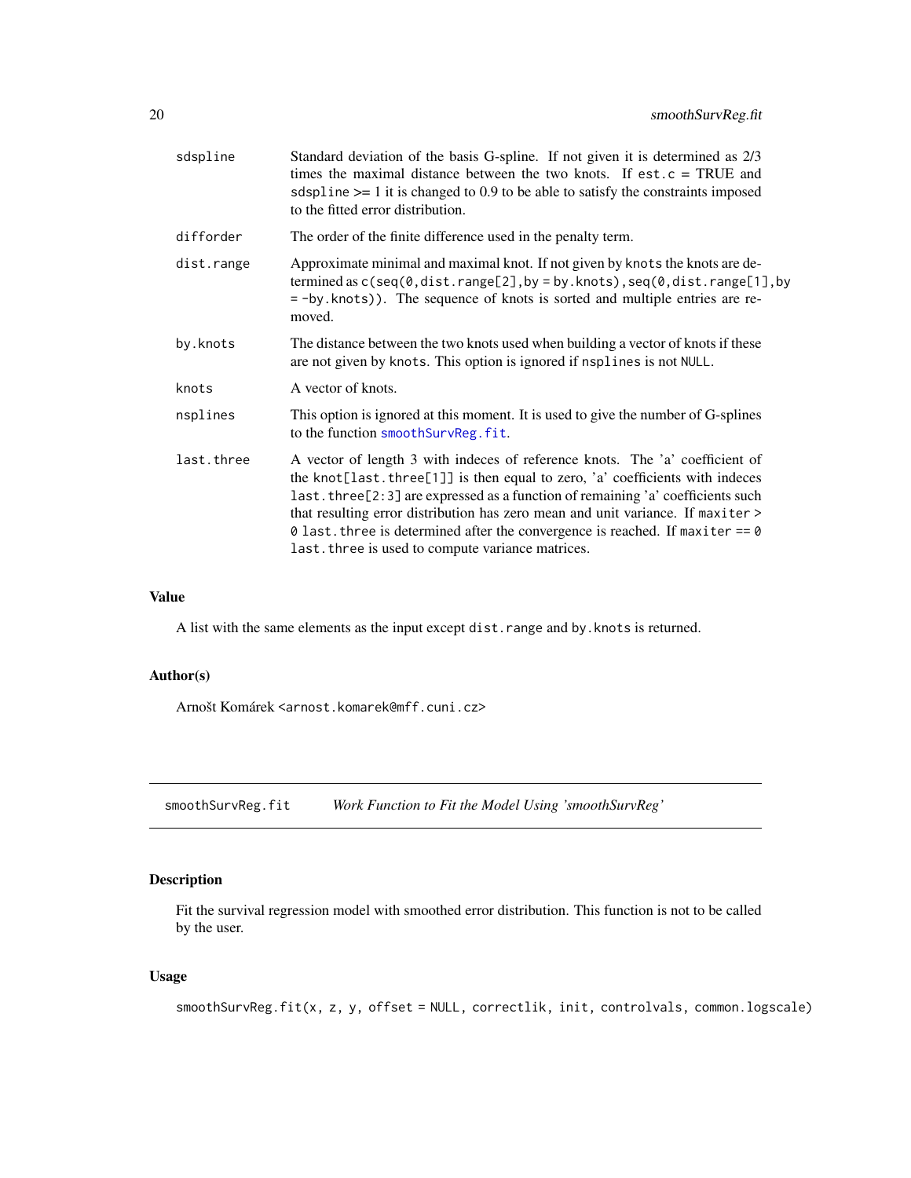| | |
|---|---|
| sdspline | Standard deviation of the basis G-spline. If not given it is determined as 2/3 times the maximal distance between the two knots. If `est.c = TRUE` and `sdspline >= 1` it is changed to 0.9 to be able to satisfy the constraints imposed to the fitted error distribution. |
| difforder | The order of the finite difference used in the penalty term. |
| dist.range | Approximate minimal and maximal knot. If not given by `knots` the knots are determined as `c(seq(0,dist.range[2],by = by.knots),seq(0,dist.range[1],by = -by.knots))`. The sequence of knots is sorted and multiple entries are removed. |
| by.knots | The distance between the two knots used when building a vector of knots if these are not given by `knots`. This option is ignored if `nsplines` is not `NULL`. |
| knots | A vector of knots. |
| nsplines | This option is ignored at this moment. It is used to give the number of G-splines to the function `smoothSurvReg.fit`. |
| last.three | A vector of length 3 with indeces of reference knots. The 'a' coefficient of the `knot[last.three[1]]` is then equal to zero, 'a' coefficients with indeces `last.three[2:3]` are expressed as a function of remaining 'a' coefficients such that resulting error distribution has zero mean and unit variance. If `maxiter > 0` `last.three` is determined after the convergence is reached. If `maxiter == 0` `last.three` is used to compute variance matrices. |

### Value

A list with the same elements as the input except `dist.range` and `by.knots` is returned.

### Author(s)

Arnošt Komárek <arnost.komarek@mff.cuni.cz>

---

## smoothSurvReg.fit &nbsp;&nbsp;&nbsp; *Work Function to Fit the Model Using 'smoothSurvReg'*

---

### Description

Fit the survival regression model with smoothed error distribution. This function is not to be called by the user.

### Usage

```
smoothSurvReg.fit(x, z, y, offset = NULL, correctlik, init, controlvals, common.logscale)
```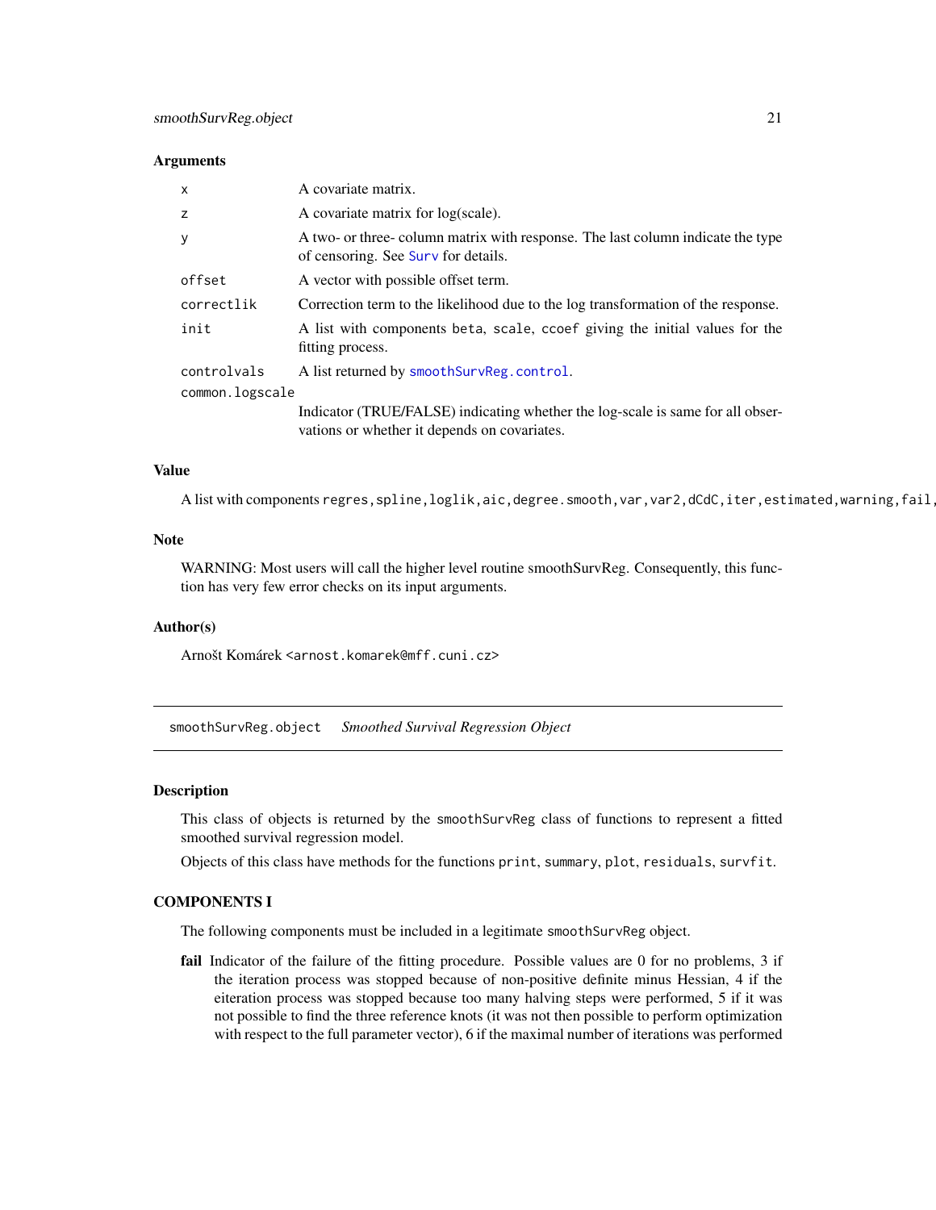### Arguments

| | |
|---|---|
| x | A covariate matrix. |
| z | A covariate matrix for log(scale). |
| y | A two- or three- column matrix with response. The last column indicate the type of censoring. See Surv for details. |
| offset | A vector with possible offset term. |
| correctlik | Correction term to the likelihood due to the log transformation of the response. |
| init | A list with components beta, scale, ccoef giving the initial values for the fitting process. |
| controlvals | A list returned by smoothSurvReg.control. |
| common.logscale | Indicator (TRUE/FALSE) indicating whether the log-scale is same for all observations or whether it depends on covariates. |

### Value

A list with components regres,spline,loglik,aic,degree.smooth,var,var2,dCdC,iter,estimated,warning,fail,

### Note

WARNING: Most users will call the higher level routine smoothSurvReg. Consequently, this function has very few error checks on its input arguments.

### Author(s)

Arnošt Komárek <arnost.komarek@mff.cuni.cz>

---

## smoothSurvReg.object *Smoothed Survival Regression Object*

### Description

This class of objects is returned by the smoothSurvReg class of functions to represent a fitted smoothed survival regression model.

Objects of this class have methods for the functions print, summary, plot, residuals, survfit.

### COMPONENTS I

The following components must be included in a legitimate smoothSurvReg object.

**fail** Indicator of the failure of the fitting procedure. Possible values are 0 for no problems, 3 if the iteration process was stopped because of non-positive definite minus Hessian, 4 if the eiteration process was stopped because too many halving steps were performed, 5 if it was not possible to find the three reference knots (it was not then possible to perform optimization with respect to the full parameter vector), 6 if the maximal number of iterations was performed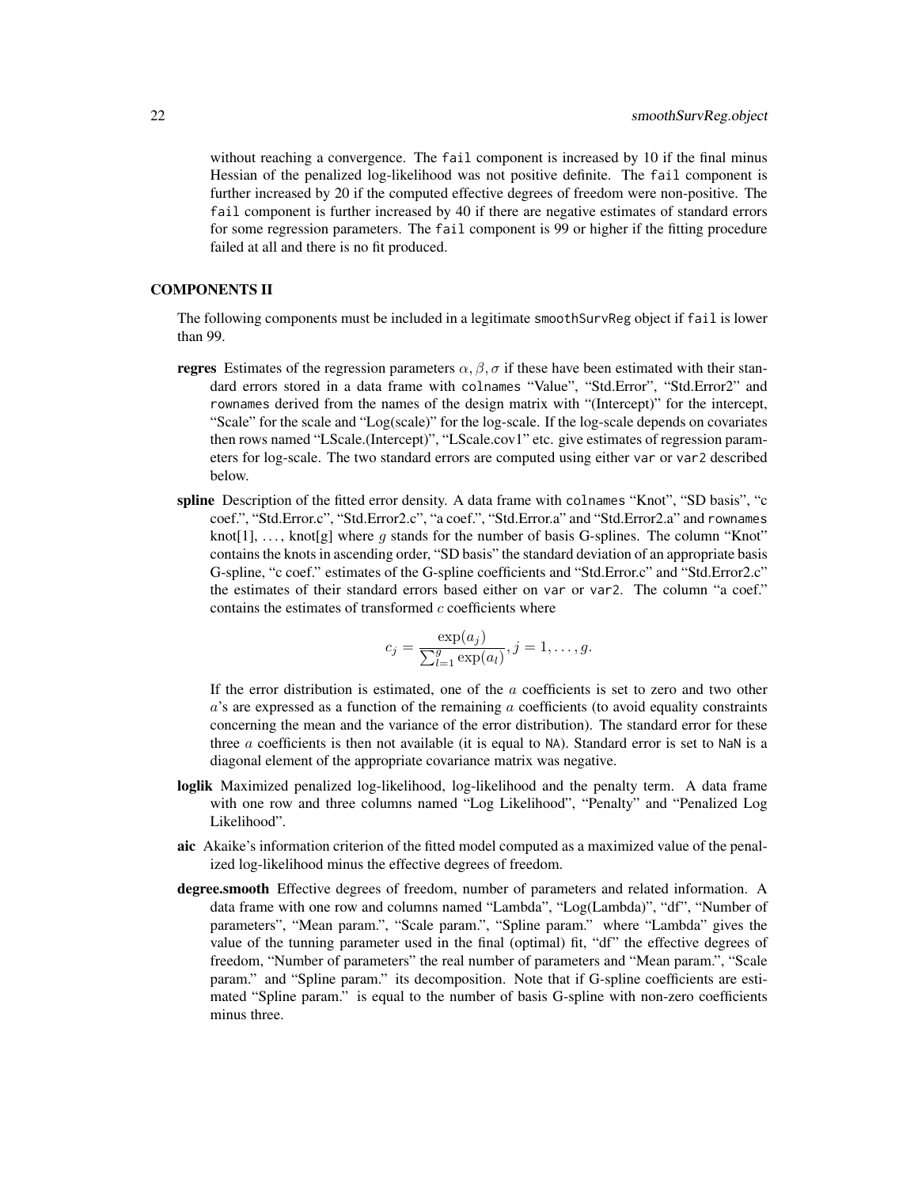without reaching a convergence. The `fail` component is increased by 10 if the final minus Hessian of the penalized log-likelihood was not positive definite. The `fail` component is further increased by 20 if the computed effective degrees of freedom were non-positive. The `fail` component is further increased by 40 if there are negative estimates of standard errors for some regression parameters. The `fail` component is 99 or higher if the fitting procedure failed at all and there is no fit produced.

## COMPONENTS II

The following components must be included in a legitimate `smoothSurvReg` object if `fail` is lower than 99.

**regres** Estimates of the regression parameters $\alpha, \beta, \sigma$ if these have been estimated with their standard errors stored in a data frame with `colnames` "Value", "Std.Error", "Std.Error2" and `rownames` derived from the names of the design matrix with "(Intercept)" for the intercept, "Scale" for the scale and "Log(scale)" for the log-scale. If the log-scale depends on covariates then rows named "LScale.(Intercept)", "LScale.cov1" etc. give estimates of regression parameters for log-scale. The two standard errors are computed using either `var` or `var2` described below.

**spline** Description of the fitted error density. A data frame with `colnames` "Knot", "SD basis", "c coef.", "Std.Error.c", "Std.Error2.c", "a coef.", "Std.Error.a" and "Std.Error2.a" and `rownames` knot[1], ..., knot[g] where $g$ stands for the number of basis G-splines. The column "Knot" contains the knots in ascending order, "SD basis" the standard deviation of an appropriate basis G-spline, "c coef." estimates of the G-spline coefficients and "Std.Error.c" and "Std.Error2.c" the estimates of their standard errors based either on `var` or `var2`. The column "a coef." contains the estimates of transformed $c$ coefficients where

$$c_j = \frac{\exp(a_j)}{\sum_{l=1}^{g} \exp(a_l)}, j = 1, \dots, g.$$

If the error distribution is estimated, one of the $a$ coefficients is set to zero and two other $a$'s are expressed as a function of the remaining $a$ coefficients (to avoid equality constraints concerning the mean and the variance of the error distribution). The standard error for these three $a$ coefficients is then not available (it is equal to `NA`). Standard error is set to `NaN` is a diagonal element of the appropriate covariance matrix was negative.

**loglik** Maximized penalized log-likelihood, log-likelihood and the penalty term. A data frame with one row and three columns named "Log Likelihood", "Penalty" and "Penalized Log Likelihood".

**aic** Akaike's information criterion of the fitted model computed as a maximized value of the penalized log-likelihood minus the effective degrees of freedom.

**degree.smooth** Effective degrees of freedom, number of parameters and related information. A data frame with one row and columns named "Lambda", "Log(Lambda)", "df", "Number of parameters", "Mean param.", "Scale param.", "Spline param." where "Lambda" gives the value of the tunning parameter used in the final (optimal) fit, "df" the effective degrees of freedom, "Number of parameters" the real number of parameters and "Mean param.", "Scale param." and "Spline param." its decomposition. Note that if G-spline coefficients are estimated "Spline param." is equal to the number of basis G-spline with non-zero coefficients minus three.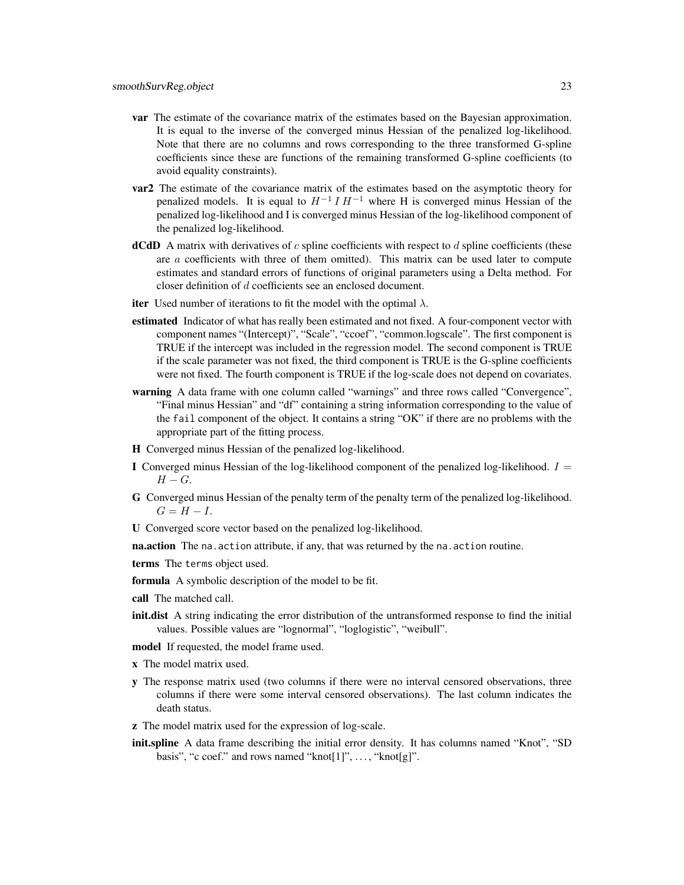**var** The estimate of the covariance matrix of the estimates based on the Bayesian approximation. It is equal to the inverse of the converged minus Hessian of the penalized log-likelihood. Note that there are no columns and rows corresponding to the three transformed G-spline coefficients since these are functions of the remaining transformed G-spline coefficients (to avoid equality constraints).

**var2** The estimate of the covariance matrix of the estimates based on the asymptotic theory for penalized models. It is equal to $H^{-1}\, I\, H^{-1}$ where H is converged minus Hessian of the penalized log-likelihood and I is converged minus Hessian of the log-likelihood component of the penalized log-likelihood.

**dCdD** A matrix with derivatives of $c$ spline coefficients with respect to $d$ spline coefficients (these are $a$ coefficients with three of them omitted). This matrix can be used later to compute estimates and standard errors of functions of original parameters using a Delta method. For closer definition of $d$ coefficients see an enclosed document.

**iter** Used number of iterations to fit the model with the optimal $\lambda$.

**estimated** Indicator of what has really been estimated and not fixed. A four-component vector with component names "(Intercept)", "Scale", "ccoef", "common.logscale". The first component is TRUE if the intercept was included in the regression model. The second component is TRUE if the scale parameter was not fixed, the third component is TRUE is the G-spline coefficients were not fixed. The fourth component is TRUE if the log-scale does not depend on covariates.

**warning** A data frame with one column called "warnings" and three rows called "Convergence", "Final minus Hessian" and "df" containing a string information corresponding to the value of the `fail` component of the object. It contains a string "OK" if there are no problems with the appropriate part of the fitting process.

**H** Converged minus Hessian of the penalized log-likelihood.

**I** Converged minus Hessian of the log-likelihood component of the penalized log-likelihood. $I = H - G$.

**G** Converged minus Hessian of the penalty term of the penalty term of the penalized log-likelihood. $G = H - I$.

**U** Converged score vector based on the penalized log-likelihood.

**na.action** The `na.action` attribute, if any, that was returned by the `na.action` routine.

**terms** The `terms` object used.

**formula** A symbolic description of the model to be fit.

**call** The matched call.

**init.dist** A string indicating the error distribution of the untransformed response to find the initial values. Possible values are "lognormal", "loglogistic", "weibull".

**model** If requested, the model frame used.

**x** The model matrix used.

**y** The response matrix used (two columns if there were no interval censored observations, three columns if there were some interval censored observations). The last column indicates the death status.

**z** The model matrix used for the expression of log-scale.

**init.spline** A data frame describing the initial error density. It has columns named "Knot", "SD basis", "c coef." and rows named "knot[1]", ..., "knot[g]".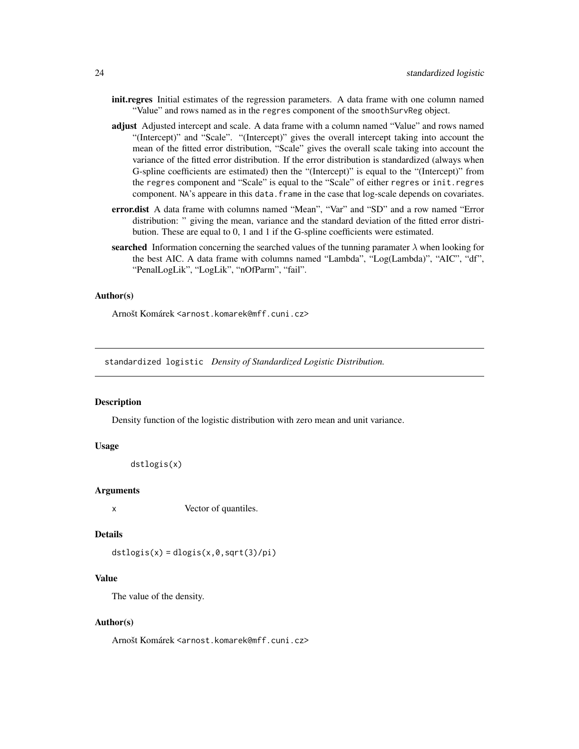**init.regres** Initial estimates of the regression parameters. A data frame with one column named "Value" and rows named as in the `regres` component of the `smoothSurvReg` object.

**adjust** Adjusted intercept and scale. A data frame with a column named "Value" and rows named "(Intercept)" and "Scale". "(Intercept)" gives the overall intercept taking into account the mean of the fitted error distribution, "Scale" gives the overall scale taking into account the variance of the fitted error distribution. If the error distribution is standardized (always when G-spline coefficients are estimated) then the "(Intercept)" is equal to the "(Intercept)" from the `regres` component and "Scale" is equal to the "Scale" of either `regres` or `init.regres` component. `NA`'s appeare in this `data.frame` in the case that log-scale depends on covariates.

**error.dist** A data frame with columns named "Mean", "Var" and "SD" and a row named "Error distribution: " giving the mean, variance and the standard deviation of the fitted error distribution. These are equal to 0, 1 and 1 if the G-spline coefficients were estimated.

**searched** Information concerning the searched values of the tunning paramater $\lambda$ when looking for the best AIC. A data frame with columns named "Lambda", "Log(Lambda)", "AIC", "df", "PenalLogLik", "LogLik", "nOfParm", "fail".

### Author(s)

Arnošt Komárek <arnost.komarek@mff.cuni.cz>

---

## standardized logistic *Density of Standardized Logistic Distribution.*

### Description

Density function of the logistic distribution with zero mean and unit variance.

### Usage

```
dstlogis(x)
```

### Arguments

`x` Vector of quantiles.

### Details

`dstlogis(x) = dlogis(x,0,sqrt(3)/pi)`

### Value

The value of the density.

### Author(s)

Arnošt Komárek <arnost.komarek@mff.cuni.cz>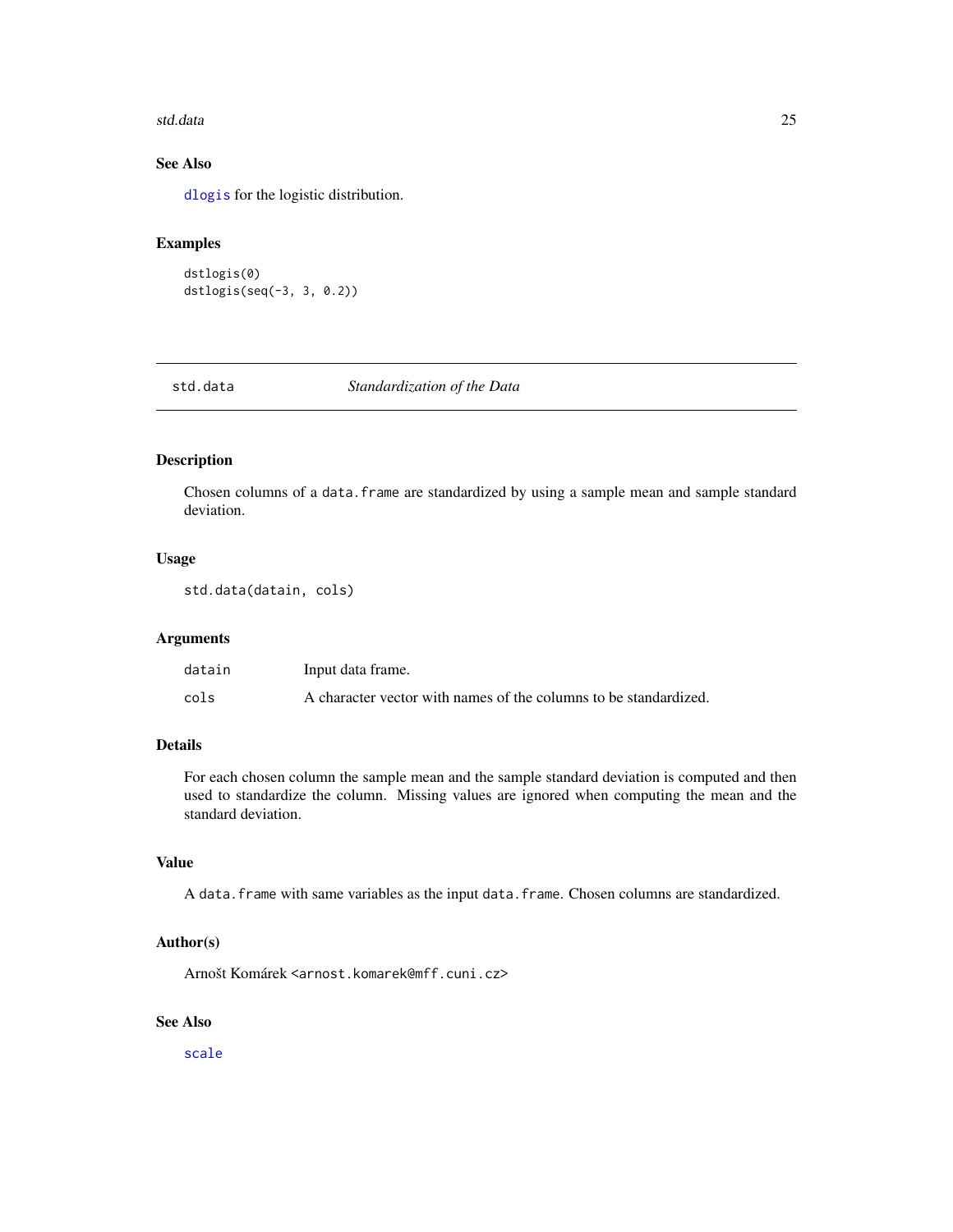### See Also

`dlogis` for the logistic distribution.

### Examples

```
dstlogis(0)
dstlogis(seq(-3, 3, 0.2))
```

---

## std.data *Standardization of the Data*

---

### Description

Chosen columns of a `data.frame` are standardized by using a sample mean and sample standard deviation.

### Usage

```
std.data(datain, cols)
```

### Arguments

| | |
|---|---|
| `datain` | Input data frame. |
| `cols` | A character vector with names of the columns to be standardized. |

### Details

For each chosen column the sample mean and the sample standard deviation is computed and then used to standardize the column. Missing values are ignored when computing the mean and the standard deviation.

### Value

A `data.frame` with same variables as the input `data.frame`. Chosen columns are standardized.

### Author(s)

Arnošt Komárek <`arnost.komarek@mff.cuni.cz`>

### See Also

`scale`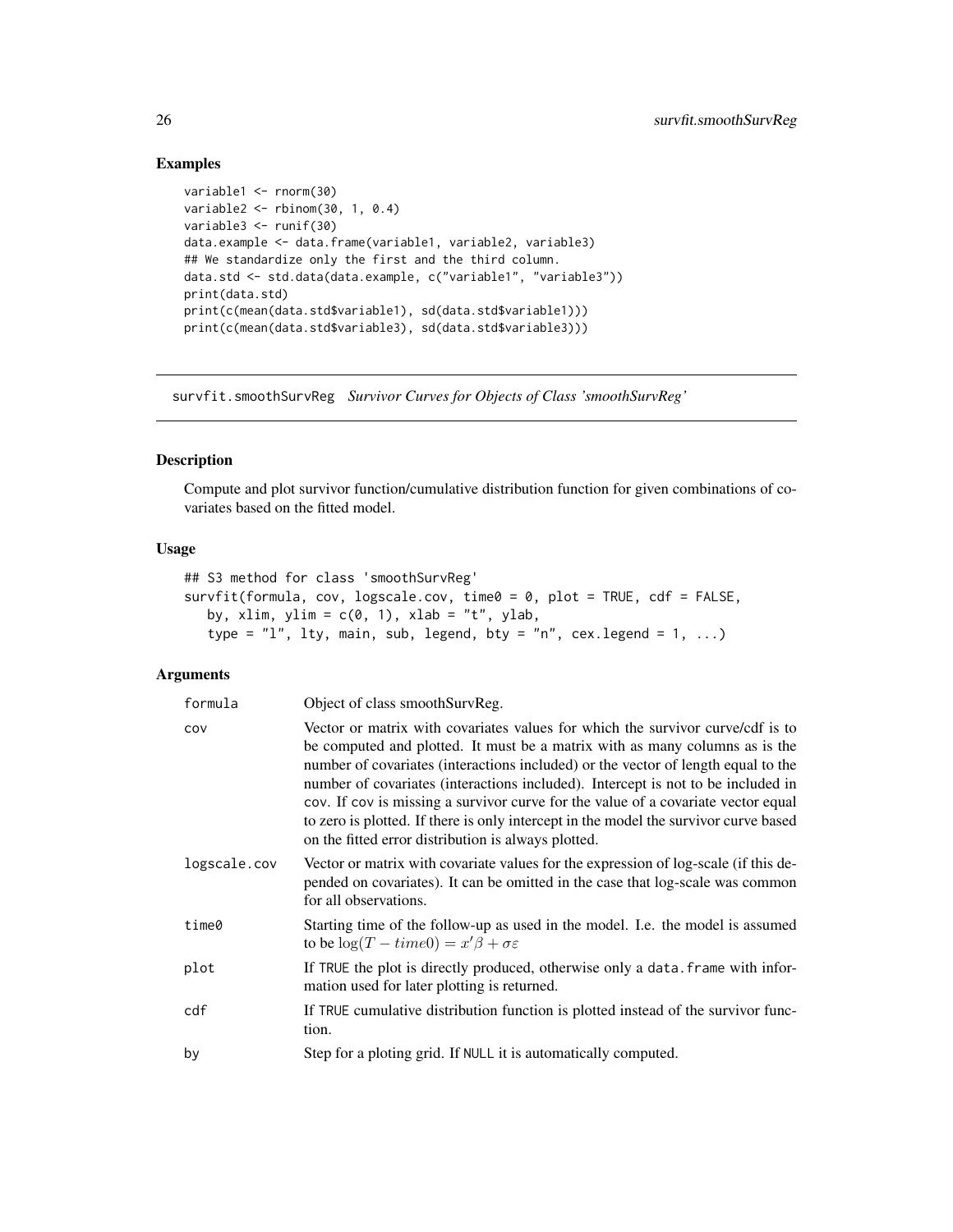## Examples

```
variable1 <- rnorm(30)
variable2 <- rbinom(30, 1, 0.4)
variable3 <- runif(30)
data.example <- data.frame(variable1, variable2, variable3)
## We standardize only the first and the third column.
data.std <- std.data(data.example, c("variable1", "variable3"))
print(data.std)
print(c(mean(data.std$variable1), sd(data.std$variable1)))
print(c(mean(data.std$variable3), sd(data.std$variable3)))
```

---

# survfit.smoothSurvReg *Survivor Curves for Objects of Class 'smoothSurvReg'*

---

## Description

Compute and plot survivor function/cumulative distribution function for given combinations of covariates based on the fitted model.

## Usage

```
## S3 method for class 'smoothSurvReg'
survfit(formula, cov, logscale.cov, time0 = 0, plot = TRUE, cdf = FALSE,
   by, xlim, ylim = c(0, 1), xlab = "t", ylab,
   type = "l", lty, main, sub, legend, bty = "n", cex.legend = 1, ...)
```

## Arguments

| | |
|---|---|
| formula | Object of class smoothSurvReg. |
| cov | Vector or matrix with covariates values for which the survivor curve/cdf is to be computed and plotted. It must be a matrix with as many columns as is the number of covariates (interactions included) or the vector of length equal to the number of covariates (interactions included). Intercept is not to be included in cov. If cov is missing a survivor curve for the value of a covariate vector equal to zero is plotted. If there is only intercept in the model the survivor curve based on the fitted error distribution is always plotted. |
| logscale.cov | Vector or matrix with covariate values for the expression of log-scale (if this depended on covariates). It can be omitted in the case that log-scale was common for all observations. |
| time0 | Starting time of the follow-up as used in the model. I.e. the model is assumed to be $\log(T - time0) = x'\beta + \sigma\varepsilon$ |
| plot | If TRUE the plot is directly produced, otherwise only a data.frame with information used for later plotting is returned. |
| cdf | If TRUE cumulative distribution function is plotted instead of the survivor function. |
| by | Step for a ploting grid. If NULL it is automatically computed. |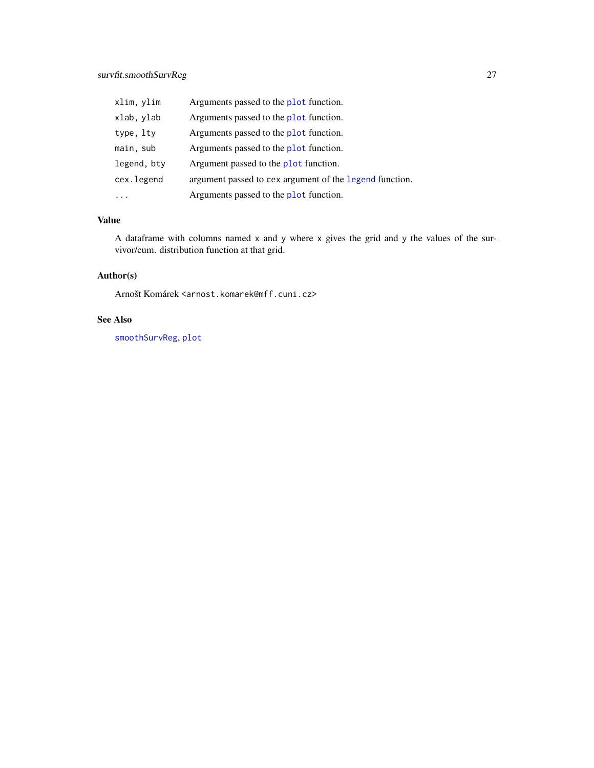| | |
|---|---|
| `xlim, ylim` | Arguments passed to the `plot` function. |
| `xlab, ylab` | Arguments passed to the `plot` function. |
| `type, lty` | Arguments passed to the `plot` function. |
| `main, sub` | Arguments passed to the `plot` function. |
| `legend, bty` | Argument passed to the `plot` function. |
| `cex.legend` | argument passed to `cex` argument of the `legend` function. |
| `...` | Arguments passed to the `plot` function. |

## Value

A dataframe with columns named `x` and `y` where `x` gives the grid and `y` the values of the survivor/cum. distribution function at that grid.

## Author(s)

Arnošt Komárek `<arnost.komarek@mff.cuni.cz>`

## See Also

`smoothSurvReg`, `plot`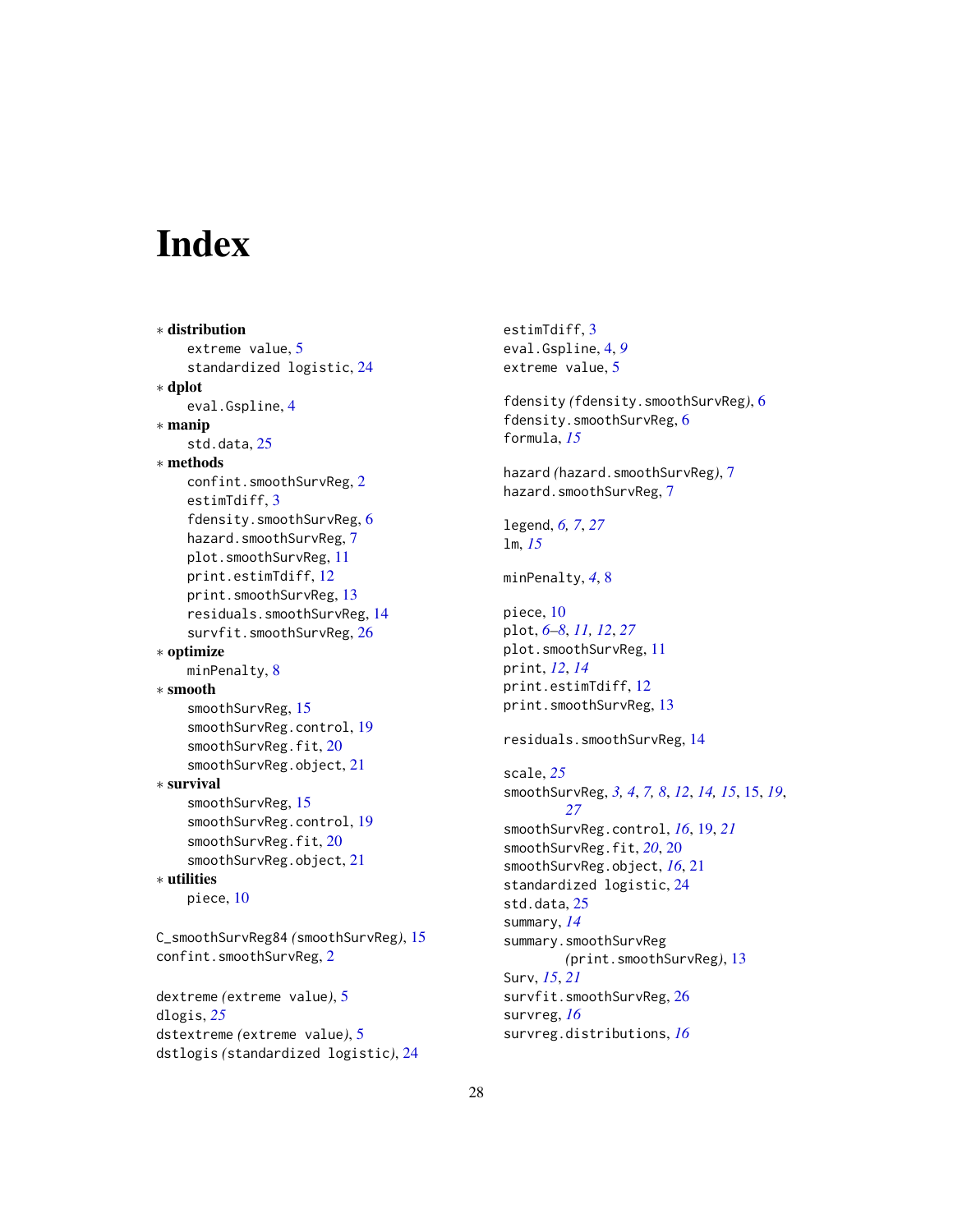# Index

∗ **distribution**
- extreme value, 5
- standardized logistic, 24

∗ **dplot**
- eval.Gspline, 4

∗ **manip**
- std.data, 25

∗ **methods**
- confint.smoothSurvReg, 2
- estimTdiff, 3
- fdensity.smoothSurvReg, 6
- hazard.smoothSurvReg, 7
- plot.smoothSurvReg, 11
- print.estimTdiff, 12
- print.smoothSurvReg, 13
- residuals.smoothSurvReg, 14
- survfit.smoothSurvReg, 26

∗ **optimize**
- minPenalty, 8

∗ **smooth**
- smoothSurvReg, 15
- smoothSurvReg.control, 19
- smoothSurvReg.fit, 20
- smoothSurvReg.object, 21

∗ **survival**
- smoothSurvReg, 15
- smoothSurvReg.control, 19
- smoothSurvReg.fit, 20
- smoothSurvReg.object, 21

∗ **utilities**
- piece, 10

C_smoothSurvReg84 *(smoothSurvReg)*, 15
confint.smoothSurvReg, 2

dextreme *(extreme value)*, 5
dlogis, *25*
dstextreme *(extreme value)*, 5
dstlogis *(standardized logistic)*, 24

estimTdiff, 3
eval.Gspline, 4, *9*
extreme value, 5

fdensity *(fdensity.smoothSurvReg)*, 6
fdensity.smoothSurvReg, 6
formula, *15*

hazard *(hazard.smoothSurvReg)*, 7
hazard.smoothSurvReg, 7

legend, *6, 7*, *27*
lm, *15*

minPenalty, *4*, 8

piece, 10
plot, *6–8*, *11, 12*, *27*
plot.smoothSurvReg, 11
print, *12*, *14*
print.estimTdiff, 12
print.smoothSurvReg, 13

residuals.smoothSurvReg, 14

scale, *25*
smoothSurvReg, *3, 4*, *7, 8*, *12*, *14, 15*, 15, *19*, *27*
smoothSurvReg.control, *16*, 19, *21*
smoothSurvReg.fit, *20*, 20
smoothSurvReg.object, *16*, 21
standardized logistic, 24
std.data, 25
summary, *14*
summary.smoothSurvReg *(print.smoothSurvReg)*, 13
Surv, *15*, *21*
survfit.smoothSurvReg, 26
survreg, *16*
survreg.distributions, *16*